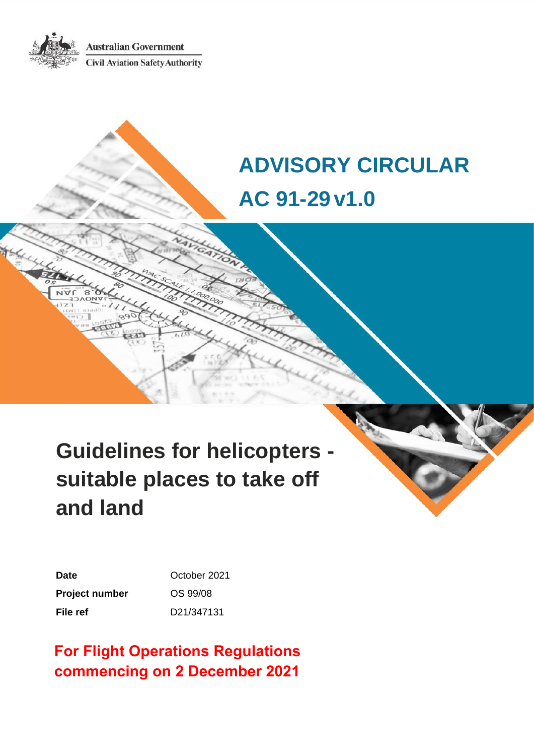Australian Government
Civil Aviation Safety Authority

# ADVISORY CIRCULAR

# AC 91-29 v1.0

# Guidelines for helicopters - suitable places to take off and land

| | |
|---|---|
| **Date** | October 2021 |
| **Project number** | OS 99/08 |
| **File ref** | D21/347131 |

**For Flight Operations Regulations commencing on 2 December 2021**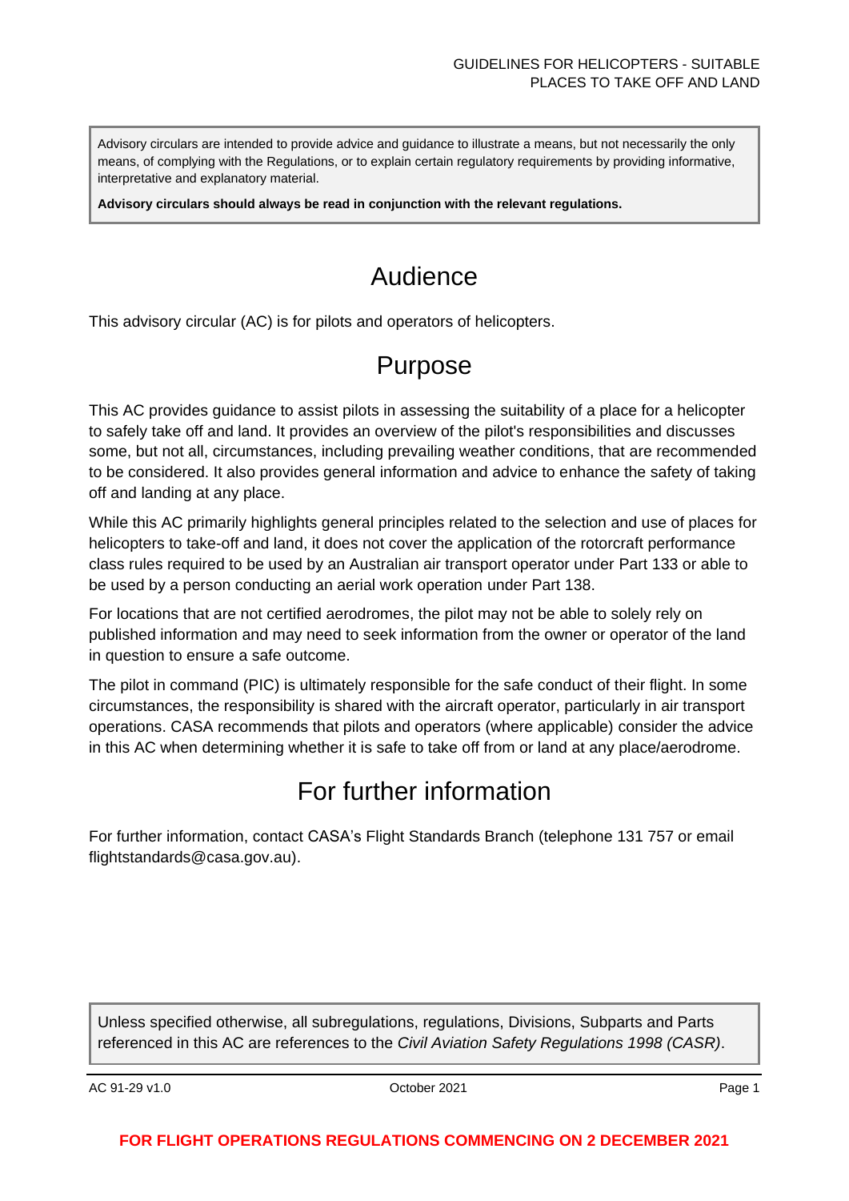Advisory circulars are intended to provide advice and guidance to illustrate a means, but not necessarily the only means, of complying with the Regulations, or to explain certain regulatory requirements by providing informative, interpretative and explanatory material.

**Advisory circulars should always be read in conjunction with the relevant regulations.**

# Audience

This advisory circular (AC) is for pilots and operators of helicopters.

# Purpose

This AC provides guidance to assist pilots in assessing the suitability of a place for a helicopter to safely take off and land. It provides an overview of the pilot's responsibilities and discusses some, but not all, circumstances, including prevailing weather conditions, that are recommended to be considered. It also provides general information and advice to enhance the safety of taking off and landing at any place.

While this AC primarily highlights general principles related to the selection and use of places for helicopters to take-off and land, it does not cover the application of the rotorcraft performance class rules required to be used by an Australian air transport operator under Part 133 or able to be used by a person conducting an aerial work operation under Part 138.

For locations that are not certified aerodromes, the pilot may not be able to solely rely on published information and may need to seek information from the owner or operator of the land in question to ensure a safe outcome.

The pilot in command (PIC) is ultimately responsible for the safe conduct of their flight. In some circumstances, the responsibility is shared with the aircraft operator, particularly in air transport operations. CASA recommends that pilots and operators (where applicable) consider the advice in this AC when determining whether it is safe to take off from or land at any place/aerodrome.

# For further information

For further information, contact CASA's Flight Standards Branch (telephone 131 757 or email flightstandards@casa.gov.au).

Unless specified otherwise, all subregulations, regulations, Divisions, Subparts and Parts referenced in this AC are references to the *Civil Aviation Safety Regulations 1998 (CASR)*.

**FOR FLIGHT OPERATIONS REGULATIONS COMMENCING ON 2 DECEMBER 2021**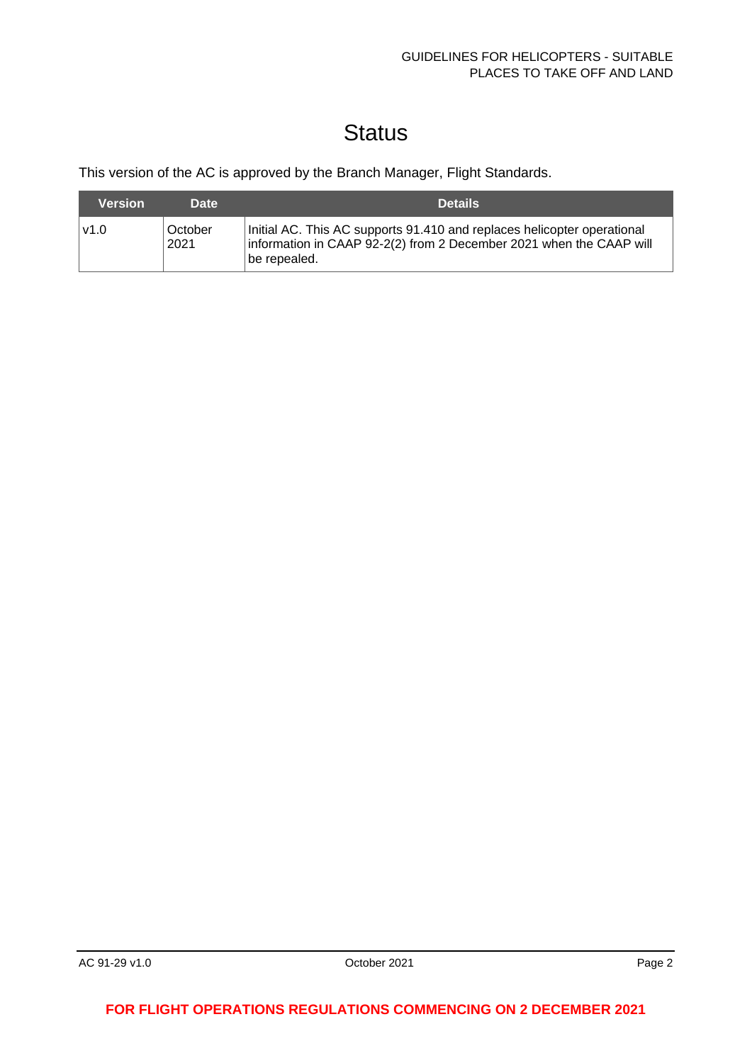# Status

This version of the AC is approved by the Branch Manager, Flight Standards.

| Version | Date | Details |
| --- | --- | --- |
| v1.0 | October 2021 | Initial AC. This AC supports 91.410 and replaces helicopter operational information in CAAP 92-2(2) from 2 December 2021 when the CAAP will be repealed. |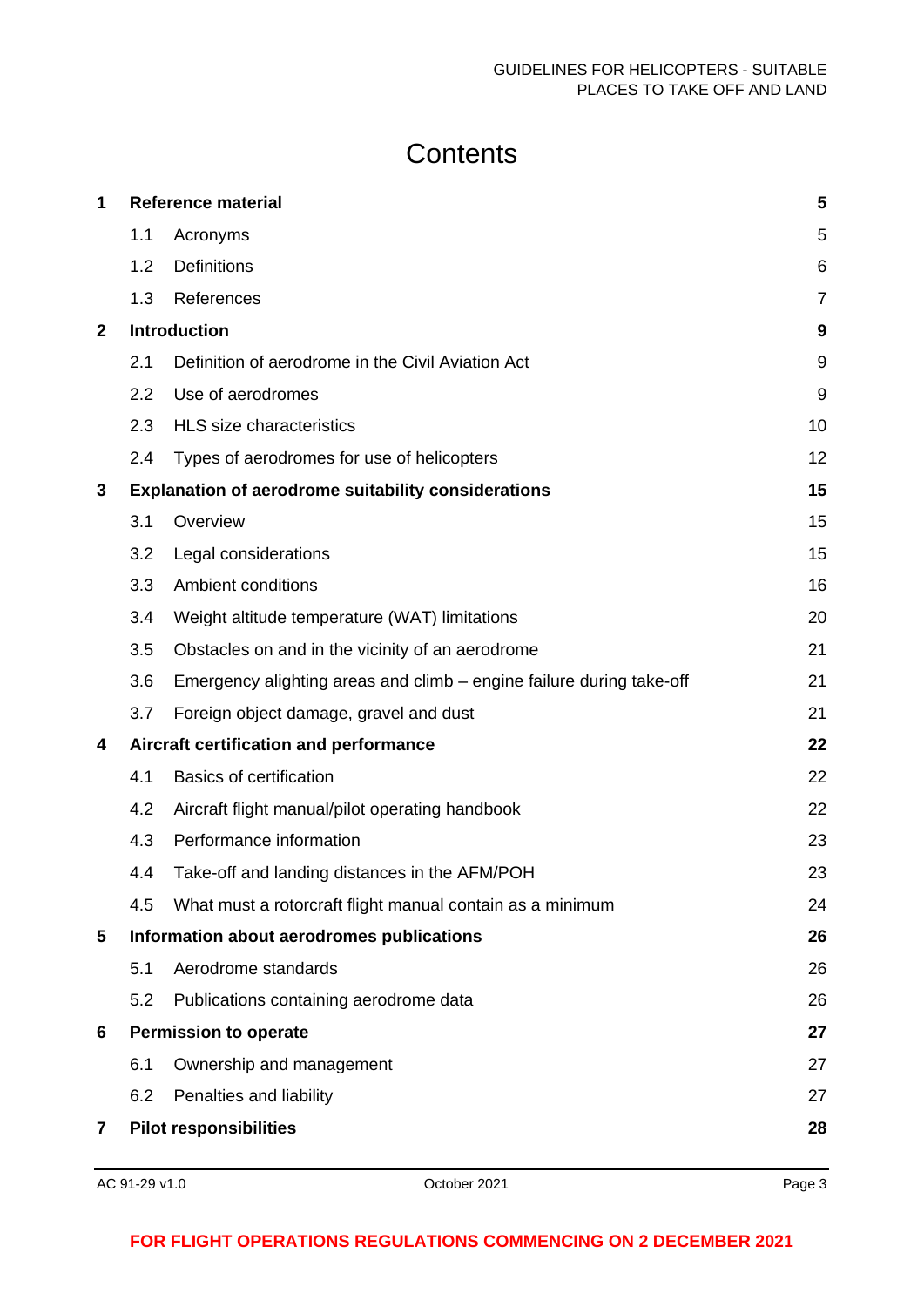# Contents

| | | |
|---|---|---|
| **1** | **Reference material** | **5** |
| 1.1 | Acronyms | 5 |
| 1.2 | Definitions | 6 |
| 1.3 | References | 7 |
| **2** | **Introduction** | **9** |
| 2.1 | Definition of aerodrome in the Civil Aviation Act | 9 |
| 2.2 | Use of aerodromes | 9 |
| 2.3 | HLS size characteristics | 10 |
| 2.4 | Types of aerodromes for use of helicopters | 12 |
| **3** | **Explanation of aerodrome suitability considerations** | **15** |
| 3.1 | Overview | 15 |
| 3.2 | Legal considerations | 15 |
| 3.3 | Ambient conditions | 16 |
| 3.4 | Weight altitude temperature (WAT) limitations | 20 |
| 3.5 | Obstacles on and in the vicinity of an aerodrome | 21 |
| 3.6 | Emergency alighting areas and climb – engine failure during take-off | 21 |
| 3.7 | Foreign object damage, gravel and dust | 21 |
| **4** | **Aircraft certification and performance** | **22** |
| 4.1 | Basics of certification | 22 |
| 4.2 | Aircraft flight manual/pilot operating handbook | 22 |
| 4.3 | Performance information | 23 |
| 4.4 | Take-off and landing distances in the AFM/POH | 23 |
| 4.5 | What must a rotorcraft flight manual contain as a minimum | 24 |
| **5** | **Information about aerodromes publications** | **26** |
| 5.1 | Aerodrome standards | 26 |
| 5.2 | Publications containing aerodrome data | 26 |
| **6** | **Permission to operate** | **27** |
| 6.1 | Ownership and management | 27 |
| 6.2 | Penalties and liability | 27 |
| **7** | **Pilot responsibilities** | **28** |

**FOR FLIGHT OPERATIONS REGULATIONS COMMENCING ON 2 DECEMBER 2021**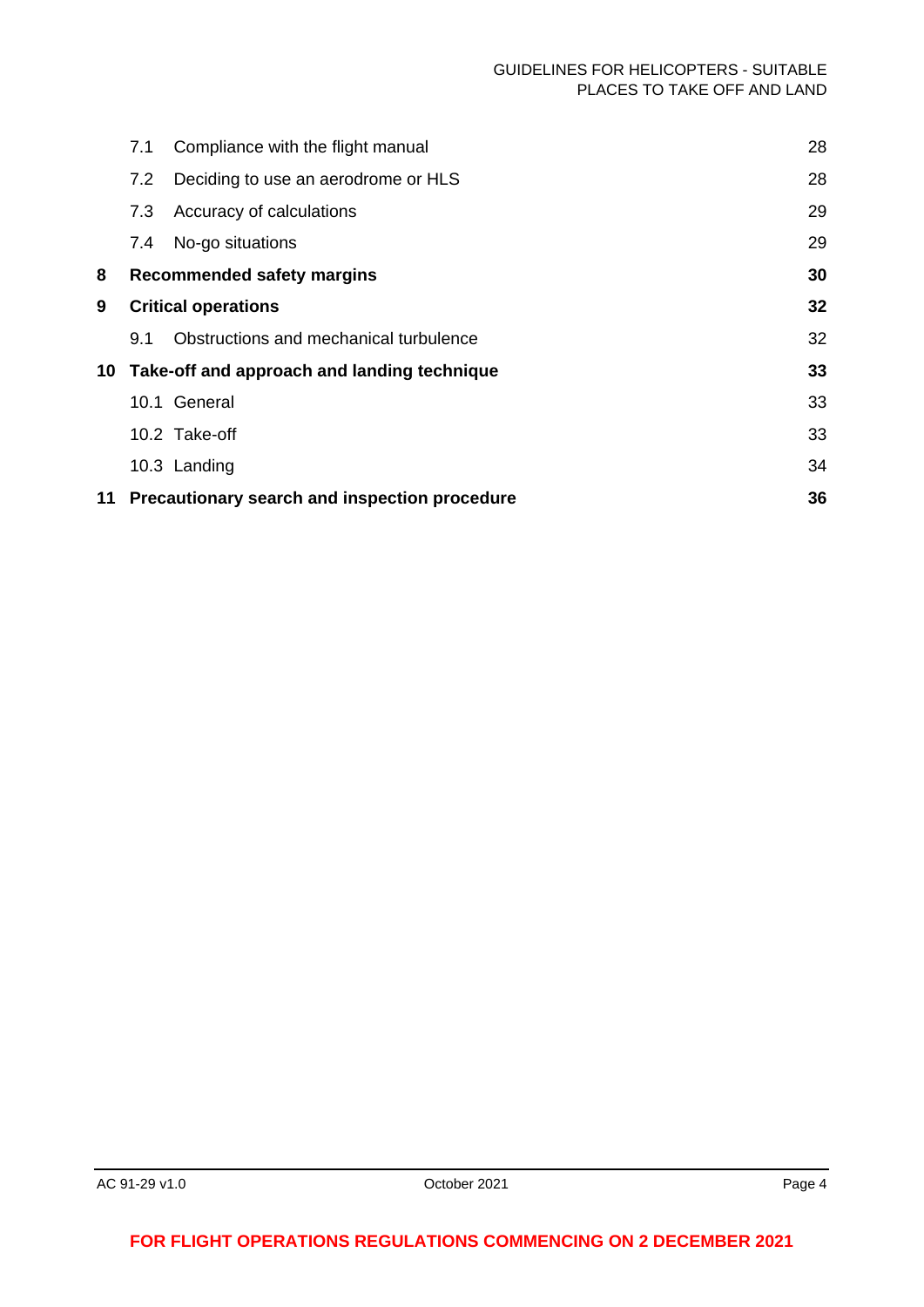| | | |
|---|---|---|
| 7.1 | Compliance with the flight manual | 28 |
| 7.2 | Deciding to use an aerodrome or HLS | 28 |
| 7.3 | Accuracy of calculations | 29 |
| 7.4 | No-go situations | 29 |
| **8** | **Recommended safety margins** | **30** |
| **9** | **Critical operations** | **32** |
| 9.1 | Obstructions and mechanical turbulence | 32 |
| **10** | **Take-off and approach and landing technique** | **33** |
| 10.1 | General | 33 |
| 10.2 | Take-off | 33 |
| 10.3 | Landing | 34 |
| **11** | **Precautionary search and inspection procedure** | **36** |

**FOR FLIGHT OPERATIONS REGULATIONS COMMENCING ON 2 DECEMBER 2021**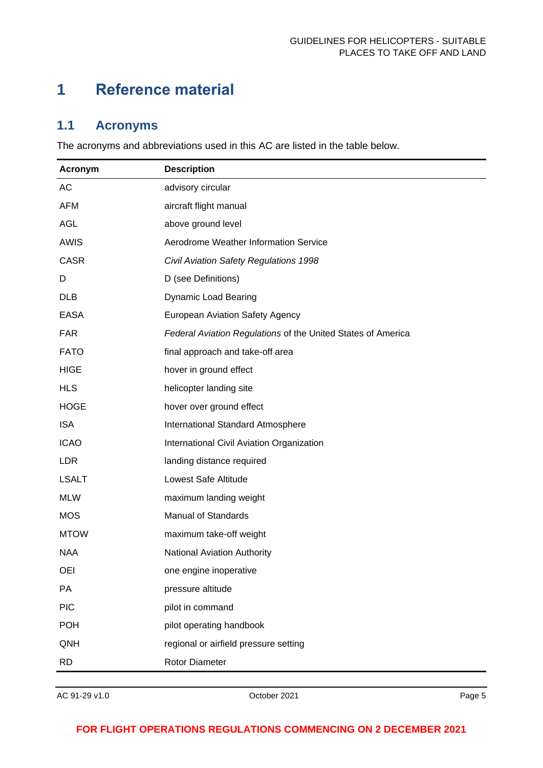# 1 Reference material

## 1.1 Acronyms

The acronyms and abbreviations used in this AC are listed in the table below.

| Acronym | Description |
|---|---|
| AC | advisory circular |
| AFM | aircraft flight manual |
| AGL | above ground level |
| AWIS | Aerodrome Weather Information Service |
| CASR | *Civil Aviation Safety Regulations 1998* |
| D | D (see Definitions) |
| DLB | Dynamic Load Bearing |
| EASA | European Aviation Safety Agency |
| FAR | *Federal Aviation Regulations* of the United States of America |
| FATO | final approach and take-off area |
| HIGE | hover in ground effect |
| HLS | helicopter landing site |
| HOGE | hover over ground effect |
| ISA | International Standard Atmosphere |
| ICAO | International Civil Aviation Organization |
| LDR | landing distance required |
| LSALT | Lowest Safe Altitude |
| MLW | maximum landing weight |
| MOS | Manual of Standards |
| MTOW | maximum take-off weight |
| NAA | National Aviation Authority |
| OEI | one engine inoperative |
| PA | pressure altitude |
| PIC | pilot in command |
| POH | pilot operating handbook |
| QNH | regional or airfield pressure setting |
| RD | Rotor Diameter |

FOR FLIGHT OPERATIONS REGULATIONS COMMENCING ON 2 DECEMBER 2021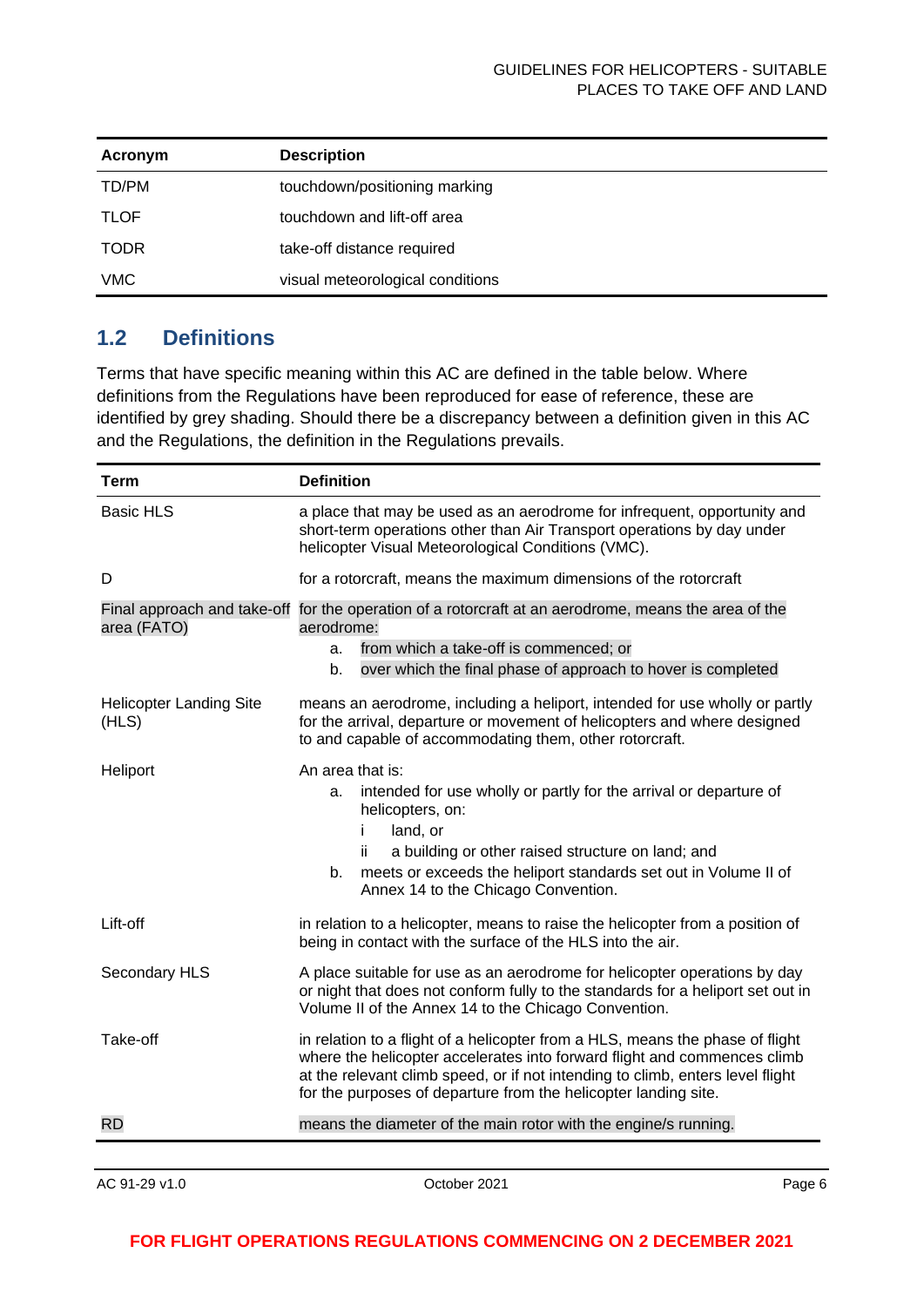| Acronym | Description |
| --- | --- |
| TD/PM | touchdown/positioning marking |
| TLOF | touchdown and lift-off area |
| TODR | take-off distance required |
| VMC | visual meteorological conditions |

## 1.2 Definitions

Terms that have specific meaning within this AC are defined in the table below. Where definitions from the Regulations have been reproduced for ease of reference, these are identified by grey shading. Should there be a discrepancy between a definition given in this AC and the Regulations, the definition in the Regulations prevails.

| Term | Definition |
| --- | --- |
| Basic HLS | a place that may be used as an aerodrome for infrequent, opportunity and short-term operations other than Air Transport operations by day under helicopter Visual Meteorological Conditions (VMC). |
| D | for a rotorcraft, means the maximum dimensions of the rotorcraft |
| Final approach and take-off area (FATO) | for the operation of a rotorcraft at an aerodrome, means the area of the aerodrome: a. from which a take-off is commenced; or b. over which the final phase of approach to hover is completed |
| Helicopter Landing Site (HLS) | means an aerodrome, including a heliport, intended for use wholly or partly for the arrival, departure or movement of helicopters and where designed to and capable of accommodating them, other rotorcraft. |
| Heliport | An area that is: a. intended for use wholly or partly for the arrival or departure of helicopters, on: i land, or ii a building or other raised structure on land; and b. meets or exceeds the heliport standards set out in Volume II of Annex 14 to the Chicago Convention. |
| Lift-off | in relation to a helicopter, means to raise the helicopter from a position of being in contact with the surface of the HLS into the air. |
| Secondary HLS | A place suitable for use as an aerodrome for helicopter operations by day or night that does not conform fully to the standards for a heliport set out in Volume II of the Annex 14 to the Chicago Convention. |
| Take-off | in relation to a flight of a helicopter from a HLS, means the phase of flight where the helicopter accelerates into forward flight and commences climb at the relevant climb speed, or if not intending to climb, enters level flight for the purposes of departure from the helicopter landing site. |
| RD | means the diameter of the main rotor with the engine/s running. |

**FOR FLIGHT OPERATIONS REGULATIONS COMMENCING ON 2 DECEMBER 2021**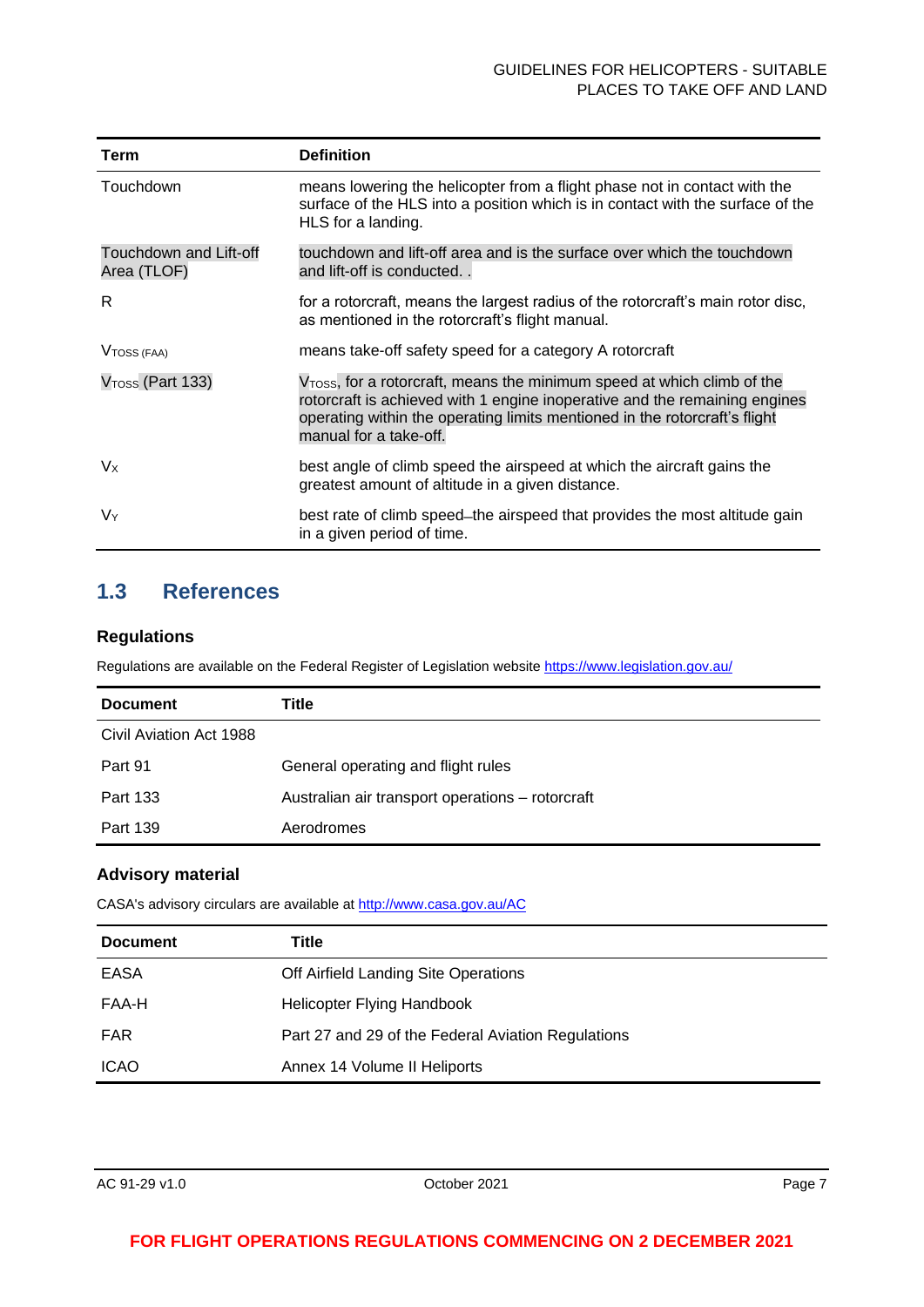| Term | Definition |
| --- | --- |
| Touchdown | means lowering the helicopter from a flight phase not in contact with the surface of the HLS into a position which is in contact with the surface of the HLS for a landing. |
| Touchdown and Lift-off Area (TLOF) | touchdown and lift-off area and is the surface over which the touchdown and lift-off is conducted. . |
| R | for a rotorcraft, means the largest radius of the rotorcraft's main rotor disc, as mentioned in the rotorcraft's flight manual. |
| $V_{TOSS\ (FAA)}$ | means take-off safety speed for a category A rotorcraft |
| $V_{TOSS}$ (Part 133) | $V_{TOSS}$, for a rotorcraft, means the minimum speed at which climb of the rotorcraft is achieved with 1 engine inoperative and the remaining engines operating within the operating limits mentioned in the rotorcraft's flight manual for a take-off. |
| $V_X$ | best angle of climb speed the airspeed at which the aircraft gains the greatest amount of altitude in a given distance. |
| $V_Y$ | best rate of climb speed–the airspeed that provides the most altitude gain in a given period of time. |

## 1.3 References

### Regulations

Regulations are available on the Federal Register of Legislation website https://www.legislation.gov.au/

| Document | Title |
| --- | --- |
| Civil Aviation Act 1988 | |
| Part 91 | General operating and flight rules |
| Part 133 | Australian air transport operations – rotorcraft |
| Part 139 | Aerodromes |

### Advisory material

CASA's advisory circulars are available at http://www.casa.gov.au/AC

| Document | Title |
| --- | --- |
| EASA | Off Airfield Landing Site Operations |
| FAA-H | Helicopter Flying Handbook |
| FAR | Part 27 and 29 of the Federal Aviation Regulations |
| ICAO | Annex 14 Volume II Heliports |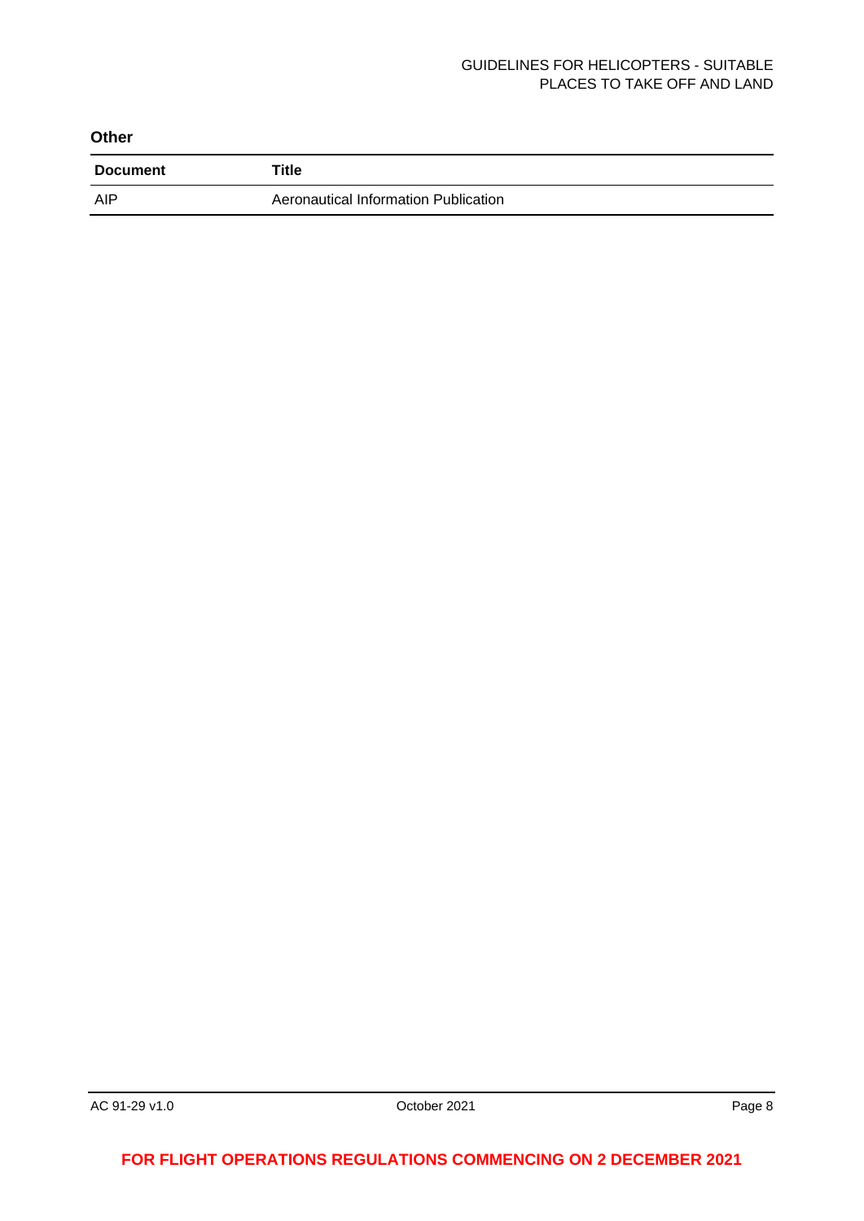**Other**

| Document | Title |
| --- | --- |
| AIP | Aeronautical Information Publication |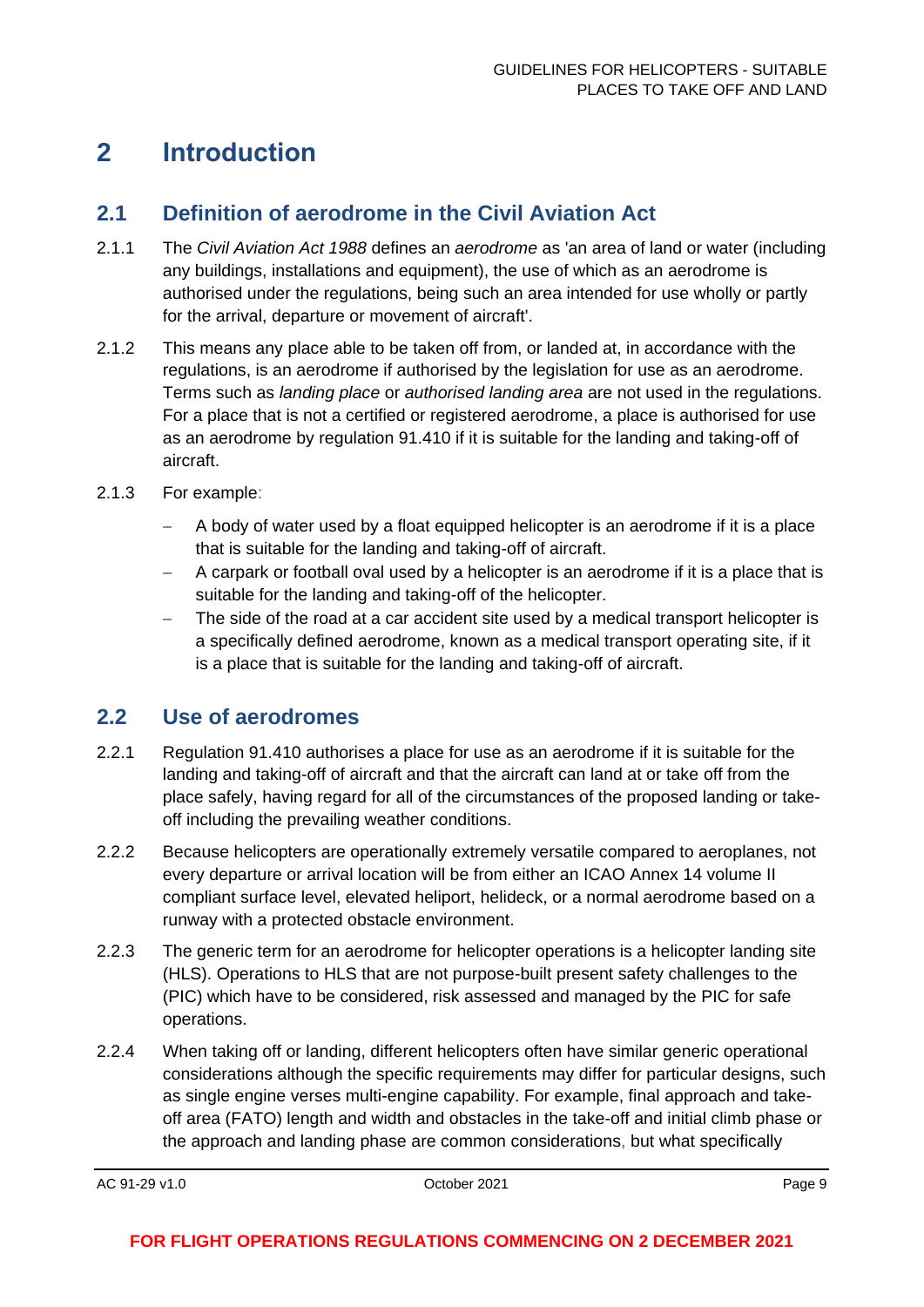# 2 Introduction

## 2.1 Definition of aerodrome in the Civil Aviation Act

2.1.1 The *Civil Aviation Act 1988* defines an *aerodrome* as 'an area of land or water (including any buildings, installations and equipment), the use of which as an aerodrome is authorised under the regulations, being such an area intended for use wholly or partly for the arrival, departure or movement of aircraft'.

2.1.2 This means any place able to be taken off from, or landed at, in accordance with the regulations, is an aerodrome if authorised by the legislation for use as an aerodrome. Terms such as *landing place* or *authorised landing area* are not used in the regulations. For a place that is not a certified or registered aerodrome, a place is authorised for use as an aerodrome by regulation 91.410 if it is suitable for the landing and taking-off of aircraft.

2.1.3 For example:

- A body of water used by a float equipped helicopter is an aerodrome if it is a place that is suitable for the landing and taking-off of aircraft.
- A carpark or football oval used by a helicopter is an aerodrome if it is a place that is suitable for the landing and taking-off of the helicopter.
- The side of the road at a car accident site used by a medical transport helicopter is a specifically defined aerodrome, known as a medical transport operating site, if it is a place that is suitable for the landing and taking-off of aircraft.

## 2.2 Use of aerodromes

2.2.1 Regulation 91.410 authorises a place for use as an aerodrome if it is suitable for the landing and taking-off of aircraft and that the aircraft can land at or take off from the place safely, having regard for all of the circumstances of the proposed landing or take-off including the prevailing weather conditions.

2.2.2 Because helicopters are operationally extremely versatile compared to aeroplanes, not every departure or arrival location will be from either an ICAO Annex 14 volume II compliant surface level, elevated heliport, helideck, or a normal aerodrome based on a runway with a protected obstacle environment.

2.2.3 The generic term for an aerodrome for helicopter operations is a helicopter landing site (HLS). Operations to HLS that are not purpose-built present safety challenges to the (PIC) which have to be considered, risk assessed and managed by the PIC for safe operations.

2.2.4 When taking off or landing, different helicopters often have similar generic operational considerations although the specific requirements may differ for particular designs, such as single engine verses multi-engine capability. For example, final approach and take-off area (FATO) length and width and obstacles in the take-off and initial climb phase or the approach and landing phase are common considerations, but what specifically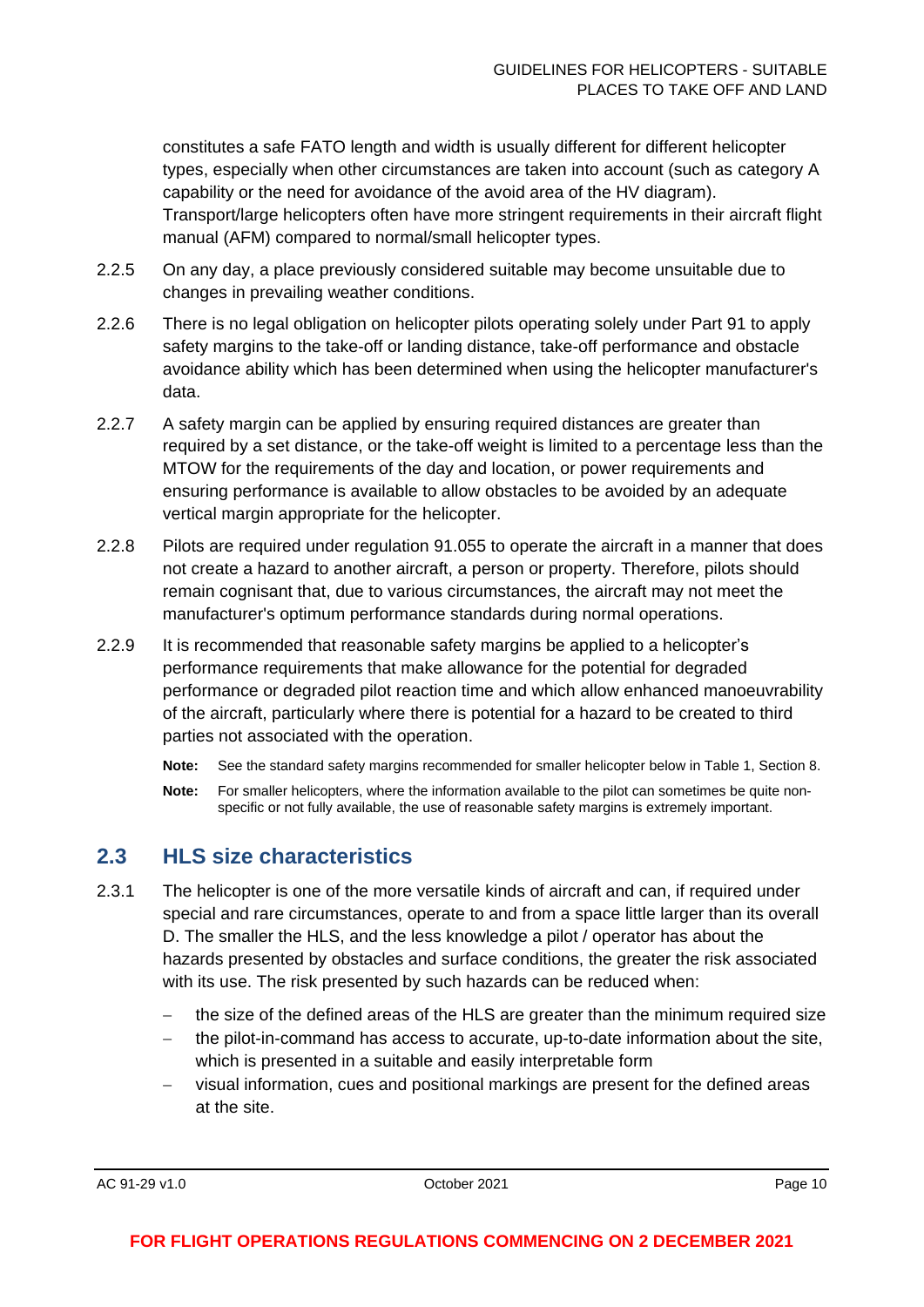constitutes a safe FATO length and width is usually different for different helicopter types, especially when other circumstances are taken into account (such as category A capability or the need for avoidance of the avoid area of the HV diagram). Transport/large helicopters often have more stringent requirements in their aircraft flight manual (AFM) compared to normal/small helicopter types.

2.2.5 On any day, a place previously considered suitable may become unsuitable due to changes in prevailing weather conditions.

2.2.6 There is no legal obligation on helicopter pilots operating solely under Part 91 to apply safety margins to the take-off or landing distance, take-off performance and obstacle avoidance ability which has been determined when using the helicopter manufacturer's data.

2.2.7 A safety margin can be applied by ensuring required distances are greater than required by a set distance, or the take-off weight is limited to a percentage less than the MTOW for the requirements of the day and location, or power requirements and ensuring performance is available to allow obstacles to be avoided by an adequate vertical margin appropriate for the helicopter.

2.2.8 Pilots are required under regulation 91.055 to operate the aircraft in a manner that does not create a hazard to another aircraft, a person or property. Therefore, pilots should remain cognisant that, due to various circumstances, the aircraft may not meet the manufacturer's optimum performance standards during normal operations.

2.2.9 It is recommended that reasonable safety margins be applied to a helicopter's performance requirements that make allowance for the potential for degraded performance or degraded pilot reaction time and which allow enhanced manoeuvrability of the aircraft, particularly where there is potential for a hazard to be created to third parties not associated with the operation.

**Note:** See the standard safety margins recommended for smaller helicopter below in Table 1, Section 8.

**Note:** For smaller helicopters, where the information available to the pilot can sometimes be quite non-specific or not fully available, the use of reasonable safety margins is extremely important.

## 2.3 HLS size characteristics

2.3.1 The helicopter is one of the more versatile kinds of aircraft and can, if required under special and rare circumstances, operate to and from a space little larger than its overall D. The smaller the HLS, and the less knowledge a pilot / operator has about the hazards presented by obstacles and surface conditions, the greater the risk associated with its use. The risk presented by such hazards can be reduced when:

- the size of the defined areas of the HLS are greater than the minimum required size
- the pilot-in-command has access to accurate, up-to-date information about the site, which is presented in a suitable and easily interpretable form
- visual information, cues and positional markings are present for the defined areas at the site.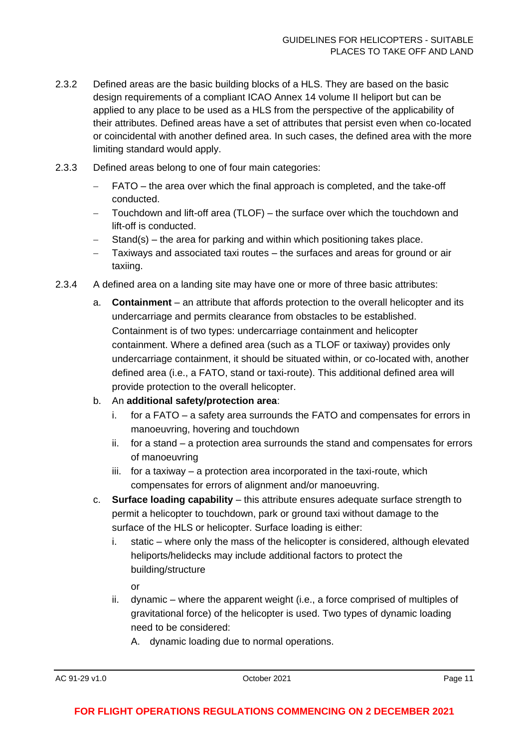2.3.2 Defined areas are the basic building blocks of a HLS. They are based on the basic design requirements of a compliant ICAO Annex 14 volume II heliport but can be applied to any place to be used as a HLS from the perspective of the applicability of their attributes. Defined areas have a set of attributes that persist even when co-located or coincidental with another defined area. In such cases, the defined area with the more limiting standard would apply.

2.3.3 Defined areas belong to one of four main categories:

- FATO – the area over which the final approach is completed, and the take-off conducted.
- Touchdown and lift-off area (TLOF) – the surface over which the touchdown and lift-off is conducted.
- Stand(s) – the area for parking and within which positioning takes place.
- Taxiways and associated taxi routes – the surfaces and areas for ground or air taxiing.

2.3.4 A defined area on a landing site may have one or more of three basic attributes:

a. **Containment** – an attribute that affords protection to the overall helicopter and its undercarriage and permits clearance from obstacles to be established. Containment is of two types: undercarriage containment and helicopter containment. Where a defined area (such as a TLOF or taxiway) provides only undercarriage containment, it should be situated within, or co-located with, another defined area (i.e., a FATO, stand or taxi-route). This additional defined area will provide protection to the overall helicopter.

b. An **additional safety/protection area**:

   i. for a FATO – a safety area surrounds the FATO and compensates for errors in manoeuvring, hovering and touchdown

   ii. for a stand – a protection area surrounds the stand and compensates for errors of manoeuvring

   iii. for a taxiway – a protection area incorporated in the taxi-route, which compensates for errors of alignment and/or manoeuvring.

c. **Surface loading capability** – this attribute ensures adequate surface strength to permit a helicopter to touchdown, park or ground taxi without damage to the surface of the HLS or helicopter. Surface loading is either:

   i. static – where only the mass of the helicopter is considered, although elevated heliports/helidecks may include additional factors to protect the building/structure

      or

   ii. dynamic – where the apparent weight (i.e., a force comprised of multiples of gravitational force) of the helicopter is used. Two types of dynamic loading need to be considered:

      A. dynamic loading due to normal operations.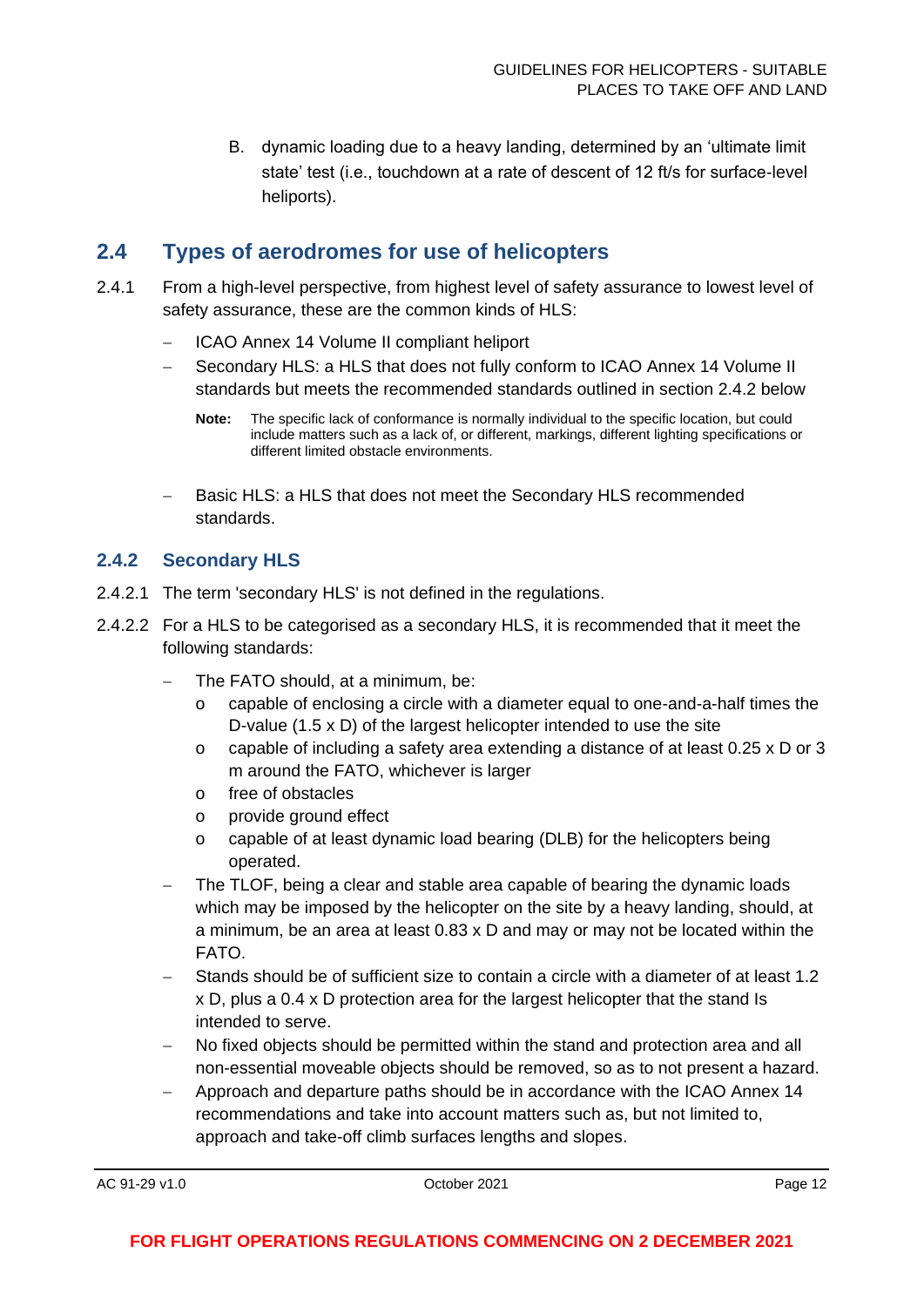B. dynamic loading due to a heavy landing, determined by an 'ultimate limit state' test (i.e., touchdown at a rate of descent of 12 ft/s for surface-level heliports).

## 2.4 Types of aerodromes for use of helicopters

2.4.1 From a high-level perspective, from highest level of safety assurance to lowest level of safety assurance, these are the common kinds of HLS:

- ICAO Annex 14 Volume II compliant heliport
- Secondary HLS: a HLS that does not fully conform to ICAO Annex 14 Volume II standards but meets the recommended standards outlined in section 2.4.2 below

  **Note:** The specific lack of conformance is normally individual to the specific location, but could include matters such as a lack of, or different, markings, different lighting specifications or different limited obstacle environments.

- Basic HLS: a HLS that does not meet the Secondary HLS recommended standards.

### 2.4.2 Secondary HLS

2.4.2.1 The term 'secondary HLS' is not defined in the regulations.

2.4.2.2 For a HLS to be categorised as a secondary HLS, it is recommended that it meet the following standards:

- The FATO should, at a minimum, be:
  - capable of enclosing a circle with a diameter equal to one-and-a-half times the D-value (1.5 x D) of the largest helicopter intended to use the site
  - capable of including a safety area extending a distance of at least 0.25 x D or 3 m around the FATO, whichever is larger
  - free of obstacles
  - provide ground effect
  - capable of at least dynamic load bearing (DLB) for the helicopters being operated.
- The TLOF, being a clear and stable area capable of bearing the dynamic loads which may be imposed by the helicopter on the site by a heavy landing, should, at a minimum, be an area at least 0.83 x D and may or may not be located within the FATO.
- Stands should be of sufficient size to contain a circle with a diameter of at least 1.2 x D, plus a 0.4 x D protection area for the largest helicopter that the stand Is intended to serve.
- No fixed objects should be permitted within the stand and protection area and all non-essential moveable objects should be removed, so as to not present a hazard.
- Approach and departure paths should be in accordance with the ICAO Annex 14 recommendations and take into account matters such as, but not limited to, approach and take-off climb surfaces lengths and slopes.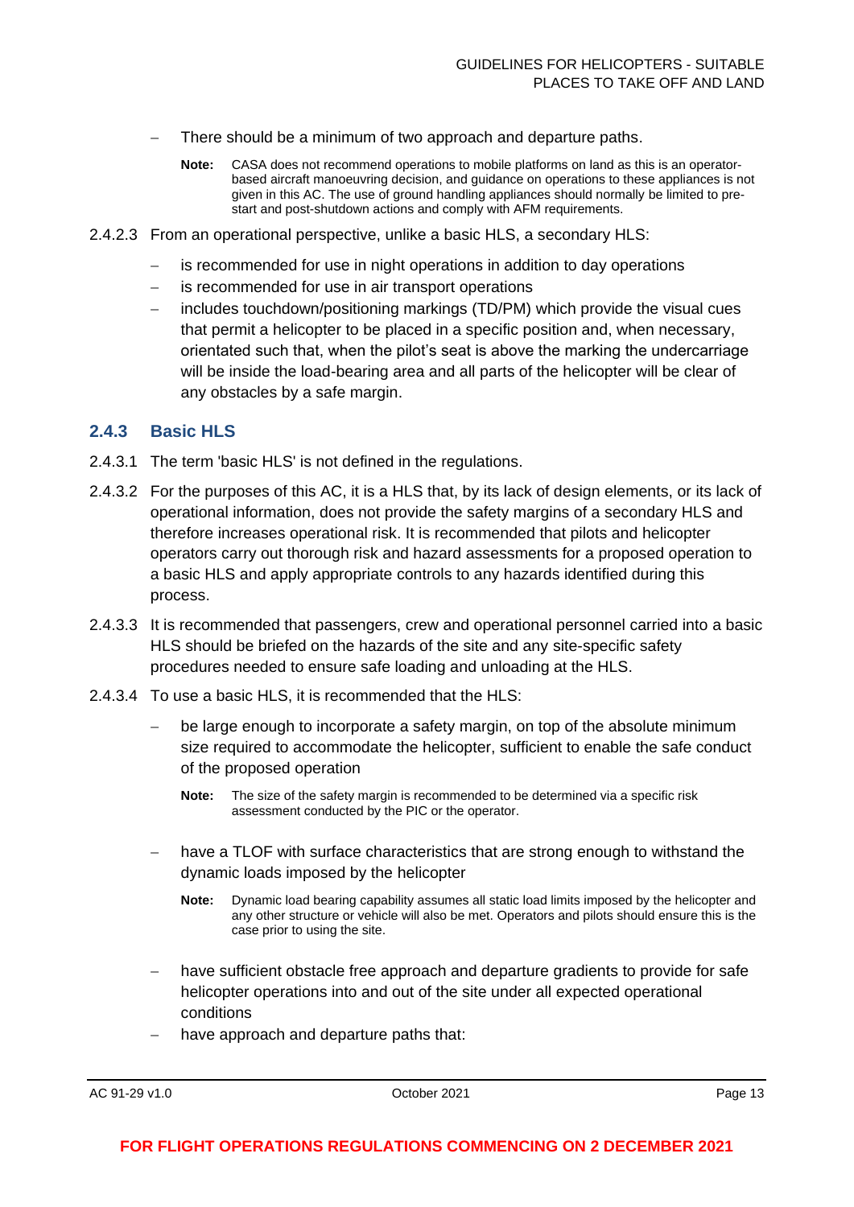- There should be a minimum of two approach and departure paths.

  **Note:** CASA does not recommend operations to mobile platforms on land as this is an operator-based aircraft manoeuvring decision, and guidance on operations to these appliances is not given in this AC. The use of ground handling appliances should normally be limited to pre-start and post-shutdown actions and comply with AFM requirements.

2.4.2.3 From an operational perspective, unlike a basic HLS, a secondary HLS:

- is recommended for use in night operations in addition to day operations
- is recommended for use in air transport operations
- includes touchdown/positioning markings (TD/PM) which provide the visual cues that permit a helicopter to be placed in a specific position and, when necessary, orientated such that, when the pilot's seat is above the marking the undercarriage will be inside the load-bearing area and all parts of the helicopter will be clear of any obstacles by a safe margin.

### 2.4.3 Basic HLS

2.4.3.1 The term 'basic HLS' is not defined in the regulations.

2.4.3.2 For the purposes of this AC, it is a HLS that, by its lack of design elements, or its lack of operational information, does not provide the safety margins of a secondary HLS and therefore increases operational risk. It is recommended that pilots and helicopter operators carry out thorough risk and hazard assessments for a proposed operation to a basic HLS and apply appropriate controls to any hazards identified during this process.

2.4.3.3 It is recommended that passengers, crew and operational personnel carried into a basic HLS should be briefed on the hazards of the site and any site-specific safety procedures needed to ensure safe loading and unloading at the HLS.

2.4.3.4 To use a basic HLS, it is recommended that the HLS:

- be large enough to incorporate a safety margin, on top of the absolute minimum size required to accommodate the helicopter, sufficient to enable the safe conduct of the proposed operation

  **Note:** The size of the safety margin is recommended to be determined via a specific risk assessment conducted by the PIC or the operator.

- have a TLOF with surface characteristics that are strong enough to withstand the dynamic loads imposed by the helicopter

  **Note:** Dynamic load bearing capability assumes all static load limits imposed by the helicopter and any other structure or vehicle will also be met. Operators and pilots should ensure this is the case prior to using the site.

- have sufficient obstacle free approach and departure gradients to provide for safe helicopter operations into and out of the site under all expected operational conditions
- have approach and departure paths that: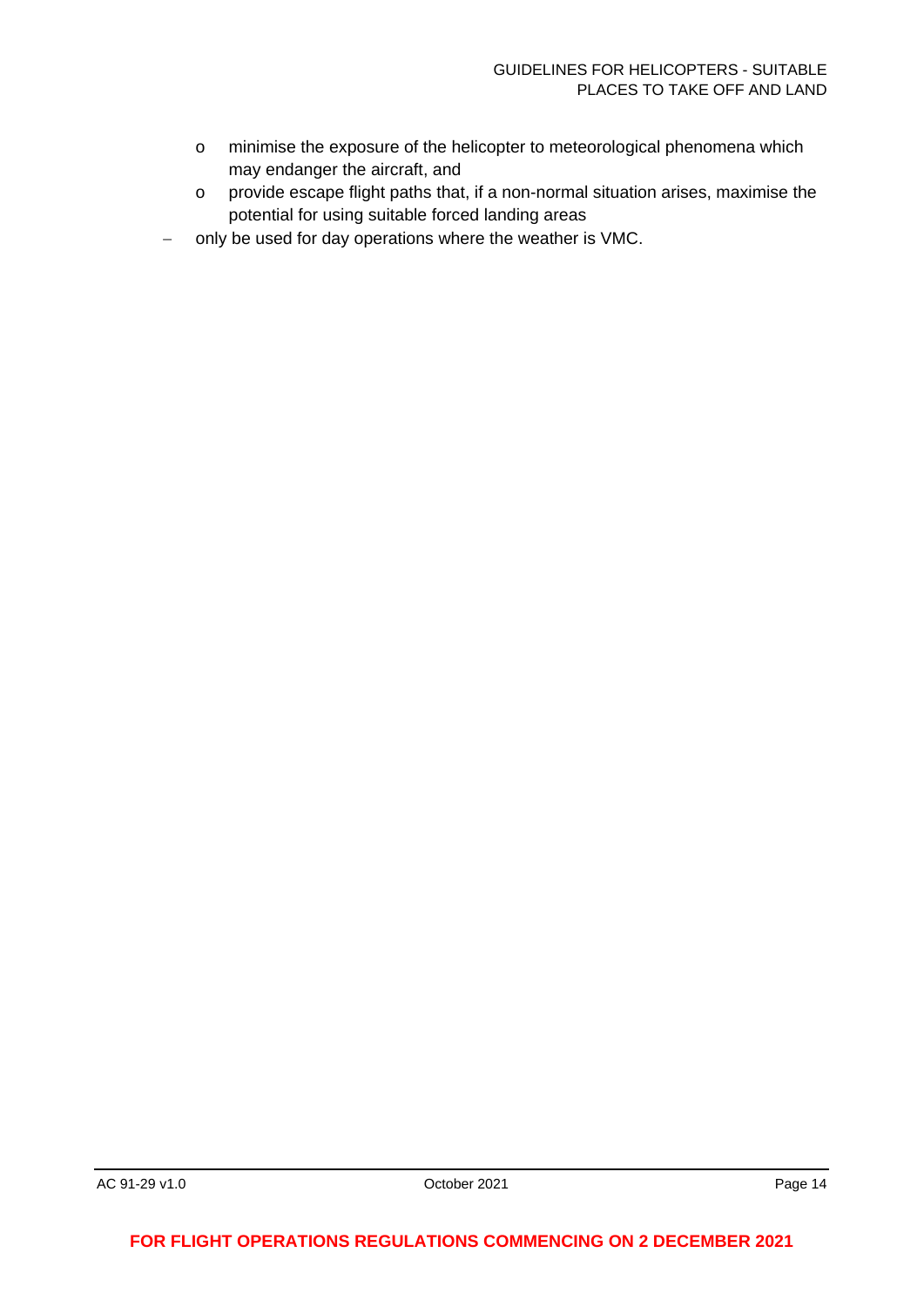- minimise the exposure of the helicopter to meteorological phenomena which may endanger the aircraft, and
  - provide escape flight paths that, if a non-normal situation arises, maximise the potential for using suitable forced landing areas
- only be used for day operations where the weather is VMC.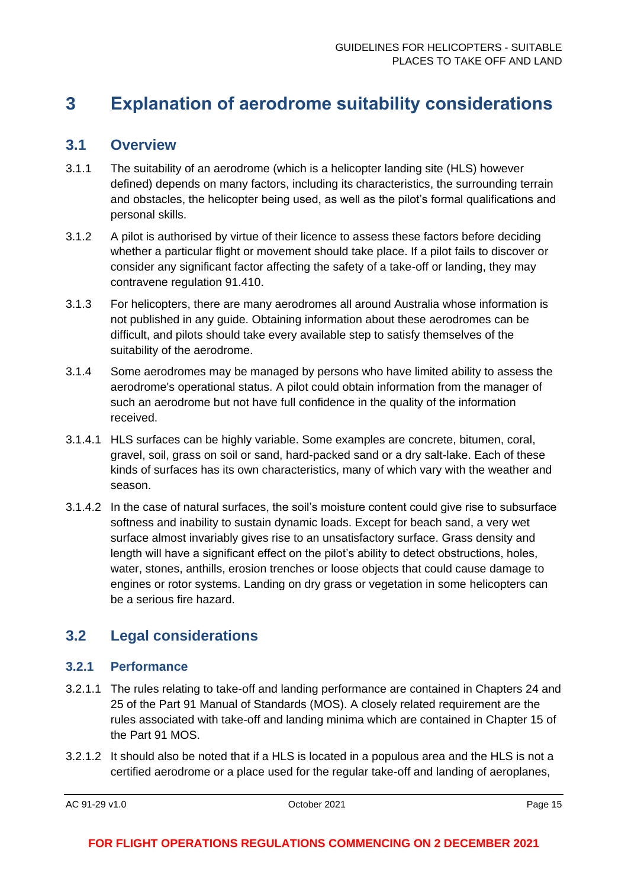# 3 Explanation of aerodrome suitability considerations

## 3.1 Overview

3.1.1 The suitability of an aerodrome (which is a helicopter landing site (HLS) however defined) depends on many factors, including its characteristics, the surrounding terrain and obstacles, the helicopter being used, as well as the pilot's formal qualifications and personal skills.

3.1.2 A pilot is authorised by virtue of their licence to assess these factors before deciding whether a particular flight or movement should take place. If a pilot fails to discover or consider any significant factor affecting the safety of a take-off or landing, they may contravene regulation 91.410.

3.1.3 For helicopters, there are many aerodromes all around Australia whose information is not published in any guide. Obtaining information about these aerodromes can be difficult, and pilots should take every available step to satisfy themselves of the suitability of the aerodrome.

3.1.4 Some aerodromes may be managed by persons who have limited ability to assess the aerodrome's operational status. A pilot could obtain information from the manager of such an aerodrome but not have full confidence in the quality of the information received.

3.1.4.1 HLS surfaces can be highly variable. Some examples are concrete, bitumen, coral, gravel, soil, grass on soil or sand, hard-packed sand or a dry salt-lake. Each of these kinds of surfaces has its own characteristics, many of which vary with the weather and season.

3.1.4.2 In the case of natural surfaces, the soil's moisture content could give rise to subsurface softness and inability to sustain dynamic loads. Except for beach sand, a very wet surface almost invariably gives rise to an unsatisfactory surface. Grass density and length will have a significant effect on the pilot's ability to detect obstructions, holes, water, stones, anthills, erosion trenches or loose objects that could cause damage to engines or rotor systems. Landing on dry grass or vegetation in some helicopters can be a serious fire hazard.

## 3.2 Legal considerations

### 3.2.1 Performance

3.2.1.1 The rules relating to take-off and landing performance are contained in Chapters 24 and 25 of the Part 91 Manual of Standards (MOS). A closely related requirement are the rules associated with take-off and landing minima which are contained in Chapter 15 of the Part 91 MOS.

3.2.1.2 It should also be noted that if a HLS is located in a populous area and the HLS is not a certified aerodrome or a place used for the regular take-off and landing of aeroplanes,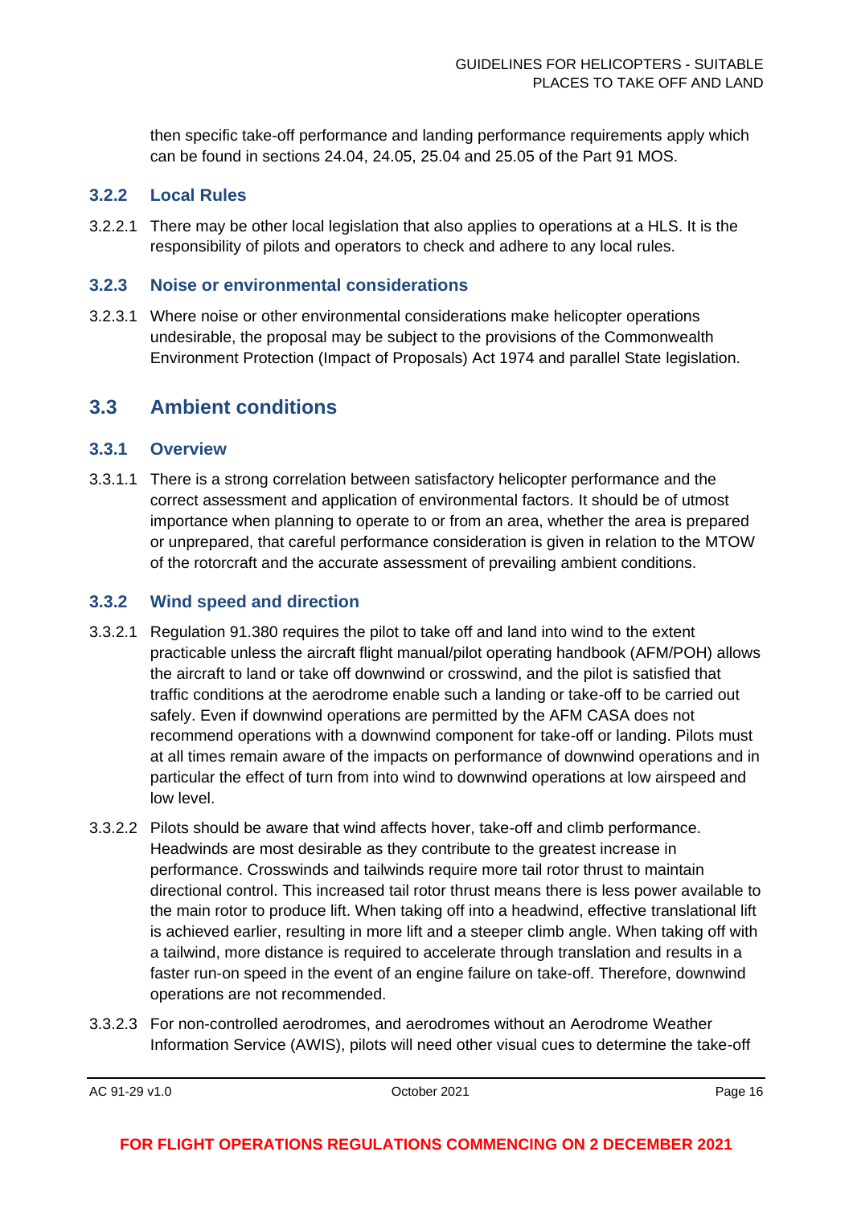then specific take-off performance and landing performance requirements apply which can be found in sections 24.04, 24.05, 25.04 and 25.05 of the Part 91 MOS.

### 3.2.2 Local Rules

3.2.2.1 There may be other local legislation that also applies to operations at a HLS. It is the responsibility of pilots and operators to check and adhere to any local rules.

### 3.2.3 Noise or environmental considerations

3.2.3.1 Where noise or other environmental considerations make helicopter operations undesirable, the proposal may be subject to the provisions of the Commonwealth Environment Protection (Impact of Proposals) Act 1974 and parallel State legislation.

## 3.3 Ambient conditions

### 3.3.1 Overview

3.3.1.1 There is a strong correlation between satisfactory helicopter performance and the correct assessment and application of environmental factors. It should be of utmost importance when planning to operate to or from an area, whether the area is prepared or unprepared, that careful performance consideration is given in relation to the MTOW of the rotorcraft and the accurate assessment of prevailing ambient conditions.

### 3.3.2 Wind speed and direction

3.3.2.1 Regulation 91.380 requires the pilot to take off and land into wind to the extent practicable unless the aircraft flight manual/pilot operating handbook (AFM/POH) allows the aircraft to land or take off downwind or crosswind, and the pilot is satisfied that traffic conditions at the aerodrome enable such a landing or take-off to be carried out safely. Even if downwind operations are permitted by the AFM CASA does not recommend operations with a downwind component for take-off or landing. Pilots must at all times remain aware of the impacts on performance of downwind operations and in particular the effect of turn from into wind to downwind operations at low airspeed and low level.

3.3.2.2 Pilots should be aware that wind affects hover, take-off and climb performance. Headwinds are most desirable as they contribute to the greatest increase in performance. Crosswinds and tailwinds require more tail rotor thrust to maintain directional control. This increased tail rotor thrust means there is less power available to the main rotor to produce lift. When taking off into a headwind, effective translational lift is achieved earlier, resulting in more lift and a steeper climb angle. When taking off with a tailwind, more distance is required to accelerate through translation and results in a faster run-on speed in the event of an engine failure on take-off. Therefore, downwind operations are not recommended.

3.3.2.3 For non-controlled aerodromes, and aerodromes without an Aerodrome Weather Information Service (AWIS), pilots will need other visual cues to determine the take-off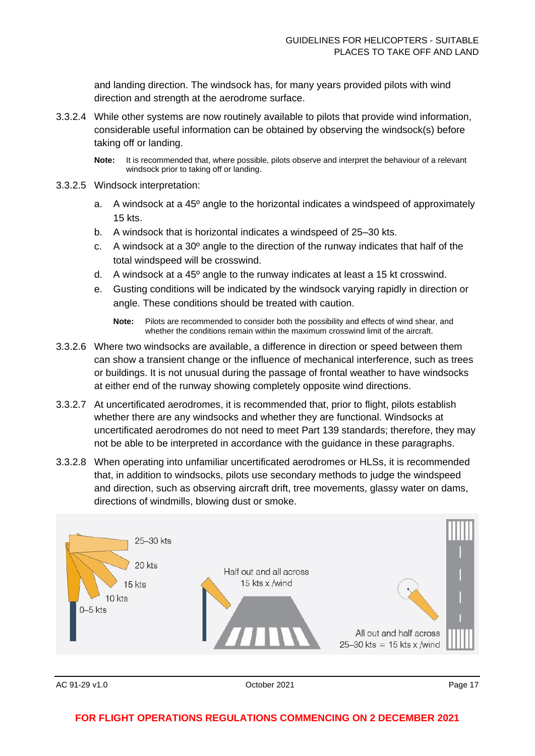and landing direction. The windsock has, for many years provided pilots with wind direction and strength at the aerodrome surface.

3.3.2.4 While other systems are now routinely available to pilots that provide wind information, considerable useful information can be obtained by observing the windsock(s) before taking off or landing.

**Note:** It is recommended that, where possible, pilots observe and interpret the behaviour of a relevant windsock prior to taking off or landing.

3.3.2.5 Windsock interpretation:

a. A windsock at a 45º angle to the horizontal indicates a windspeed of approximately 15 kts.

b. A windsock that is horizontal indicates a windspeed of 25–30 kts.

c. A windsock at a 30º angle to the direction of the runway indicates that half of the total windspeed will be crosswind.

d. A windsock at a 45º angle to the runway indicates at least a 15 kt crosswind.

e. Gusting conditions will be indicated by the windsock varying rapidly in direction or angle. These conditions should be treated with caution.

**Note:** Pilots are recommended to consider both the possibility and effects of wind shear, and whether the conditions remain within the maximum crosswind limit of the aircraft.

3.3.2.6 Where two windsocks are available, a difference in direction or speed between them can show a transient change or the influence of mechanical interference, such as trees or buildings. It is not unusual during the passage of frontal weather to have windsocks at either end of the runway showing completely opposite wind directions.

3.3.2.7 At uncertificated aerodromes, it is recommended that, prior to flight, pilots establish whether there are any windsocks and whether they are functional. Windsocks at uncertificated aerodromes do not need to meet Part 139 standards; therefore, they may not be able to be interpreted in accordance with the guidance in these paragraphs.

3.3.2.8 When operating into unfamiliar uncertificated aerodromes or HLSs, it is recommended that, in addition to windsocks, pilots use secondary methods to judge the windspeed and direction, such as observing aircraft drift, tree movements, glassy water on dams, directions of windmills, blowing dust or smoke.

25–30 kts
20 kts
15 kts
10 kts
0–5 kts

Half out and all across
15 kts x /wind

All out and half across
25–30 kts = 15 kts x /wind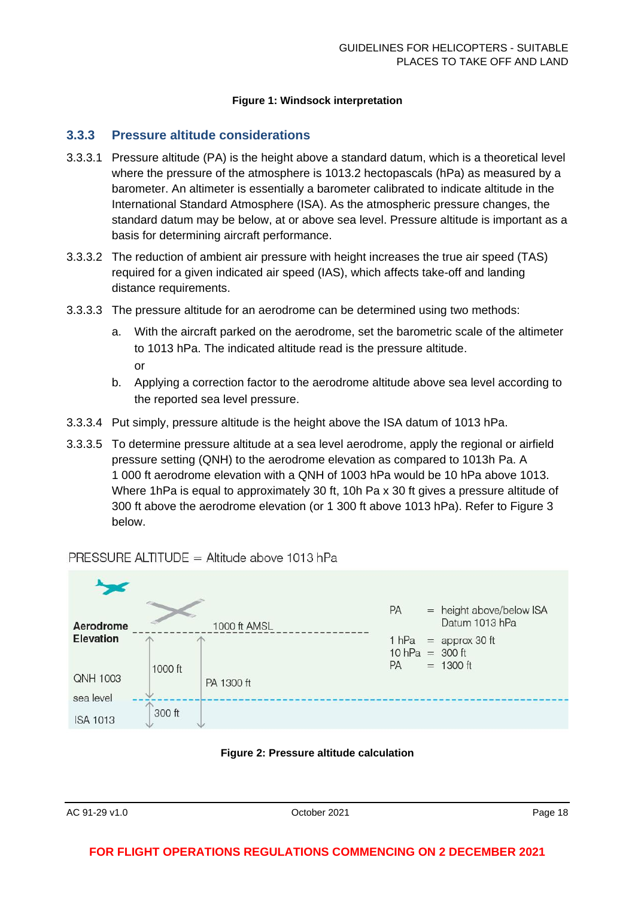**Figure 1: Windsock interpretation**

### 3.3.3 Pressure altitude considerations

3.3.3.1 Pressure altitude (PA) is the height above a standard datum, which is a theoretical level where the pressure of the atmosphere is 1013.2 hectopascals (hPa) as measured by a barometer. An altimeter is essentially a barometer calibrated to indicate altitude in the International Standard Atmosphere (ISA). As the atmospheric pressure changes, the standard datum may be below, at or above sea level. Pressure altitude is important as a basis for determining aircraft performance.

3.3.3.2 The reduction of ambient air pressure with height increases the true air speed (TAS) required for a given indicated air speed (IAS), which affects take-off and landing distance requirements.

3.3.3.3 The pressure altitude for an aerodrome can be determined using two methods:

a. With the aircraft parked on the aerodrome, set the barometric scale of the altimeter to 1013 hPa. The indicated altitude read is the pressure altitude.

   or

b. Applying a correction factor to the aerodrome altitude above sea level according to the reported sea level pressure.

3.3.3.4 Put simply, pressure altitude is the height above the ISA datum of 1013 hPa.

3.3.3.5 To determine pressure altitude at a sea level aerodrome, apply the regional or airfield pressure setting (QNH) to the aerodrome elevation as compared to 1013h Pa. A 1 000 ft aerodrome elevation with a QNH of 1003 hPa would be 10 hPa above 1013. Where 1hPa is equal to approximately 30 ft, 10h Pa x 30 ft gives a pressure altitude of 300 ft above the aerodrome elevation (or 1 300 ft above 1013 hPa). Refer to Figure 3 below.

PRESSURE ALTITUDE = Altitude above 1013 hPa

Aerodrome Elevation — 1000 ft AMSL

QNH 1003 — 1000 ft — PA 1300 ft

sea level

ISA 1013 — 300 ft

PA = height above/below ISA Datum 1013 hPa

1 hPa = approx 30 ft

10 hPa = 300 ft

PA = 1300 ft

**Figure 2: Pressure altitude calculation**

**FOR FLIGHT OPERATIONS REGULATIONS COMMENCING ON 2 DECEMBER 2021**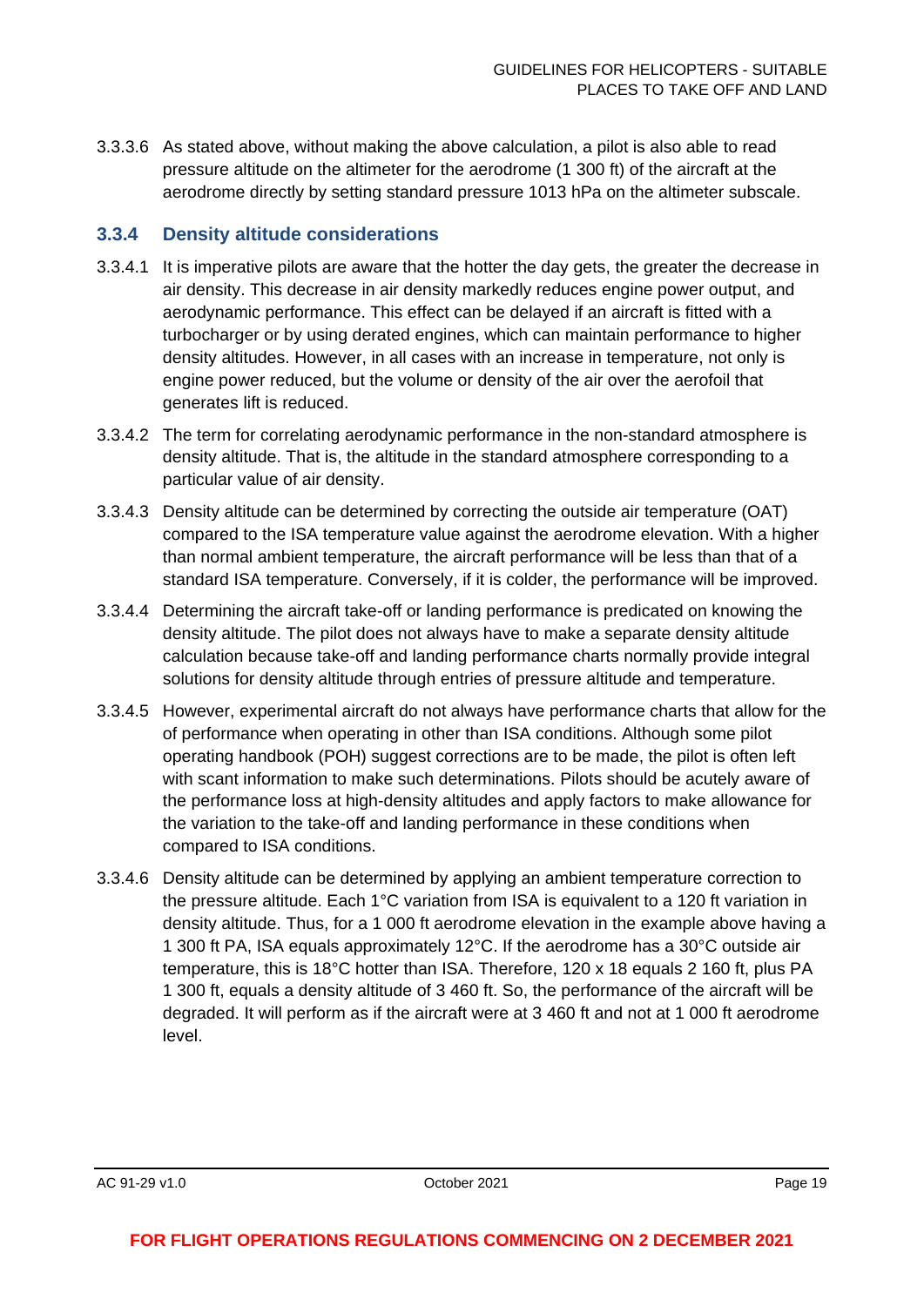3.3.3.6 As stated above, without making the above calculation, a pilot is also able to read pressure altitude on the altimeter for the aerodrome (1 300 ft) of the aircraft at the aerodrome directly by setting standard pressure 1013 hPa on the altimeter subscale.

### 3.3.4 Density altitude considerations

3.3.4.1 It is imperative pilots are aware that the hotter the day gets, the greater the decrease in air density. This decrease in air density markedly reduces engine power output, and aerodynamic performance. This effect can be delayed if an aircraft is fitted with a turbocharger or by using derated engines, which can maintain performance to higher density altitudes. However, in all cases with an increase in temperature, not only is engine power reduced, but the volume or density of the air over the aerofoil that generates lift is reduced.

3.3.4.2 The term for correlating aerodynamic performance in the non-standard atmosphere is density altitude. That is, the altitude in the standard atmosphere corresponding to a particular value of air density.

3.3.4.3 Density altitude can be determined by correcting the outside air temperature (OAT) compared to the ISA temperature value against the aerodrome elevation. With a higher than normal ambient temperature, the aircraft performance will be less than that of a standard ISA temperature. Conversely, if it is colder, the performance will be improved.

3.3.4.4 Determining the aircraft take-off or landing performance is predicated on knowing the density altitude. The pilot does not always have to make a separate density altitude calculation because take-off and landing performance charts normally provide integral solutions for density altitude through entries of pressure altitude and temperature.

3.3.4.5 However, experimental aircraft do not always have performance charts that allow for the of performance when operating in other than ISA conditions. Although some pilot operating handbook (POH) suggest corrections are to be made, the pilot is often left with scant information to make such determinations. Pilots should be acutely aware of the performance loss at high-density altitudes and apply factors to make allowance for the variation to the take-off and landing performance in these conditions when compared to ISA conditions.

3.3.4.6 Density altitude can be determined by applying an ambient temperature correction to the pressure altitude. Each 1°C variation from ISA is equivalent to a 120 ft variation in density altitude. Thus, for a 1 000 ft aerodrome elevation in the example above having a 1 300 ft PA, ISA equals approximately 12°C. If the aerodrome has a 30°C outside air temperature, this is 18°C hotter than ISA. Therefore, 120 x 18 equals 2 160 ft, plus PA 1 300 ft, equals a density altitude of 3 460 ft. So, the performance of the aircraft will be degraded. It will perform as if the aircraft were at 3 460 ft and not at 1 000 ft aerodrome level.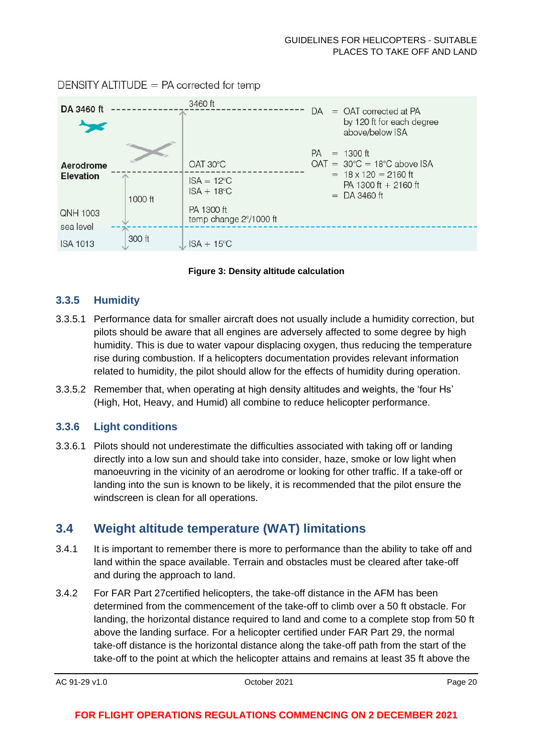DENSITY ALTITUDE = PA corrected for temp

DA 3460 ft — 3460 ft

Aerodrome Elevation — OAT 30°C

ISA = 12°C
ISA + 18°C

1000 ft

QNH 1003 sea level — PA 1300 ft, temp change 2°/1000 ft

ISA 1013 — 300 ft — ISA + 15°C

DA = OAT corrected at PA by 120 ft for each degree above/below ISA

PA = 1300 ft
OAT = 30°C = 18°C above ISA
= 18 x 120 = 2160 ft
PA 1300 ft + 2160 ft
= DA 3460 ft

**Figure 3: Density altitude calculation**

### 3.3.5 Humidity

3.3.5.1 Performance data for smaller aircraft does not usually include a humidity correction, but pilots should be aware that all engines are adversely affected to some degree by high humidity. This is due to water vapour displacing oxygen, thus reducing the temperature rise during combustion. If a helicopters documentation provides relevant information related to humidity, the pilot should allow for the effects of humidity during operation.

3.3.5.2 Remember that, when operating at high density altitudes and weights, the 'four Hs' (High, Hot, Heavy, and Humid) all combine to reduce helicopter performance.

### 3.3.6 Light conditions

3.3.6.1 Pilots should not underestimate the difficulties associated with taking off or landing directly into a low sun and should take into consider, haze, smoke or low light when manoeuvring in the vicinity of an aerodrome or looking for other traffic. If a take-off or landing into the sun is known to be likely, it is recommended that the pilot ensure the windscreen is clean for all operations.

## 3.4 Weight altitude temperature (WAT) limitations

3.4.1 It is important to remember there is more to performance than the ability to take off and land within the space available. Terrain and obstacles must be cleared after take-off and during the approach to land.

3.4.2 For FAR Part 27certified helicopters, the take-off distance in the AFM has been determined from the commencement of the take-off to climb over a 50 ft obstacle. For landing, the horizontal distance required to land and come to a complete stop from 50 ft above the landing surface. For a helicopter certified under FAR Part 29, the normal take-off distance is the horizontal distance along the take-off path from the start of the take-off to the point at which the helicopter attains and remains at least 35 ft above the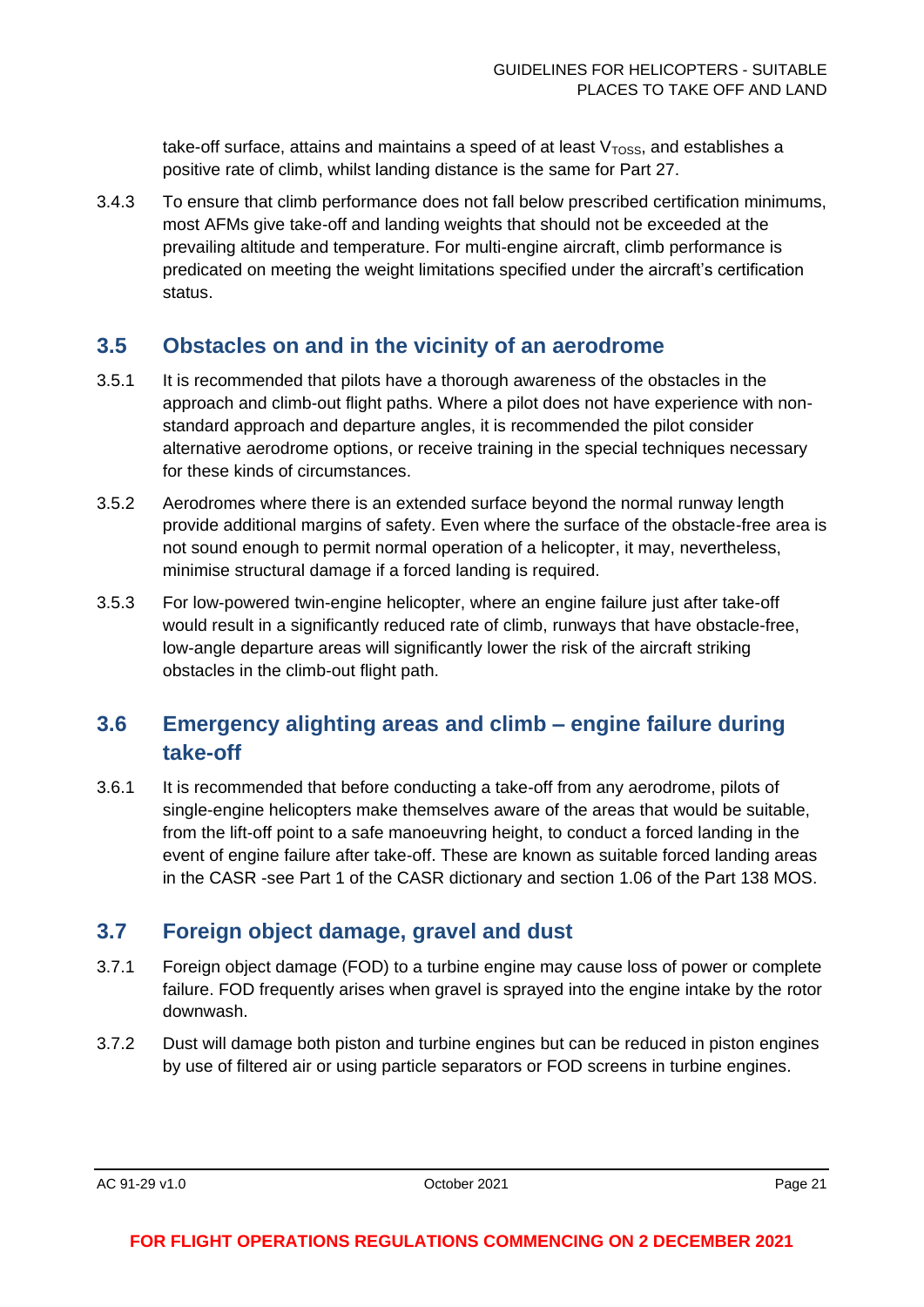take-off surface, attains and maintains a speed of at least $V_{TOSS}$, and establishes a positive rate of climb, whilst landing distance is the same for Part 27.

3.4.3 To ensure that climb performance does not fall below prescribed certification minimums, most AFMs give take-off and landing weights that should not be exceeded at the prevailing altitude and temperature. For multi-engine aircraft, climb performance is predicated on meeting the weight limitations specified under the aircraft's certification status.

## 3.5 Obstacles on and in the vicinity of an aerodrome

3.5.1 It is recommended that pilots have a thorough awareness of the obstacles in the approach and climb-out flight paths. Where a pilot does not have experience with non-standard approach and departure angles, it is recommended the pilot consider alternative aerodrome options, or receive training in the special techniques necessary for these kinds of circumstances.

3.5.2 Aerodromes where there is an extended surface beyond the normal runway length provide additional margins of safety. Even where the surface of the obstacle-free area is not sound enough to permit normal operation of a helicopter, it may, nevertheless, minimise structural damage if a forced landing is required.

3.5.3 For low-powered twin-engine helicopter, where an engine failure just after take-off would result in a significantly reduced rate of climb, runways that have obstacle-free, low-angle departure areas will significantly lower the risk of the aircraft striking obstacles in the climb-out flight path.

## 3.6 Emergency alighting areas and climb – engine failure during take-off

3.6.1 It is recommended that before conducting a take-off from any aerodrome, pilots of single-engine helicopters make themselves aware of the areas that would be suitable, from the lift-off point to a safe manoeuvring height, to conduct a forced landing in the event of engine failure after take-off. These are known as suitable forced landing areas in the CASR -see Part 1 of the CASR dictionary and section 1.06 of the Part 138 MOS.

## 3.7 Foreign object damage, gravel and dust

3.7.1 Foreign object damage (FOD) to a turbine engine may cause loss of power or complete failure. FOD frequently arises when gravel is sprayed into the engine intake by the rotor downwash.

3.7.2 Dust will damage both piston and turbine engines but can be reduced in piston engines by use of filtered air or using particle separators or FOD screens in turbine engines.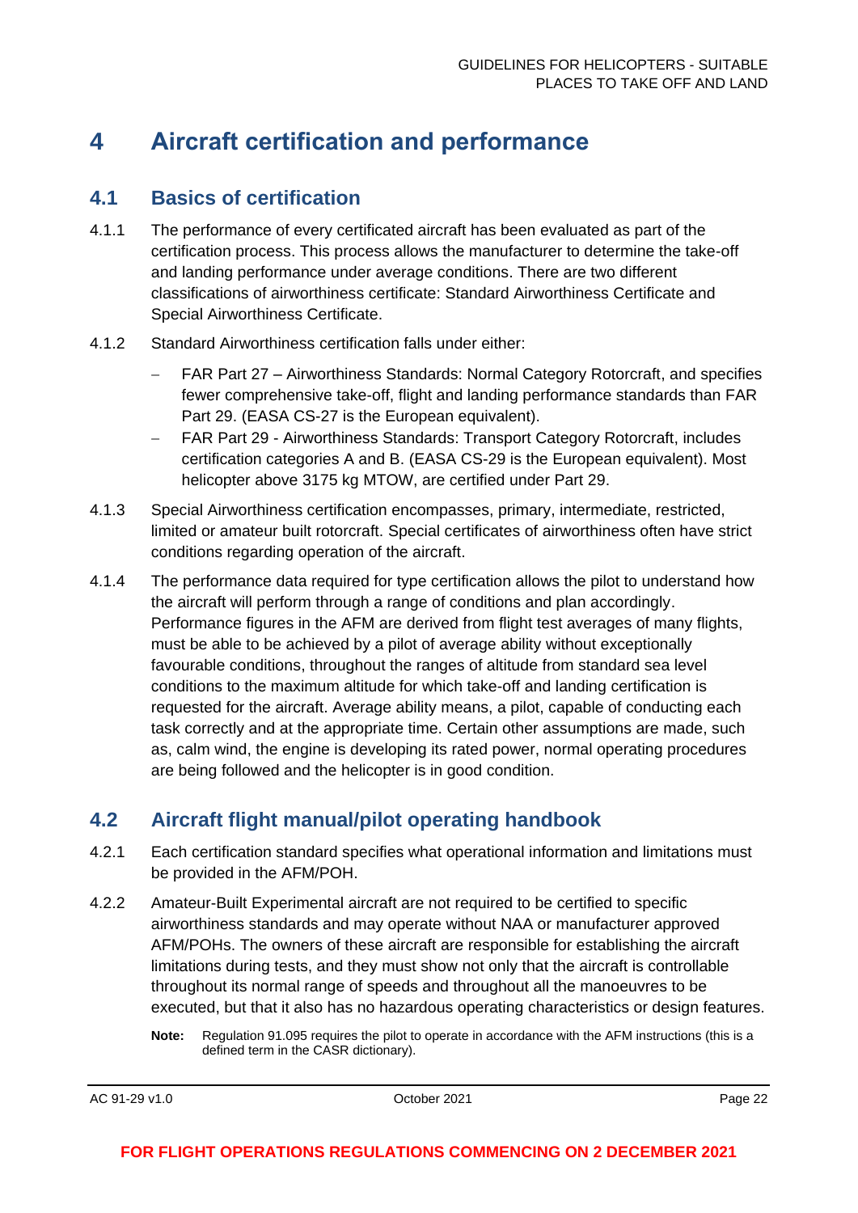# 4 Aircraft certification and performance

## 4.1 Basics of certification

4.1.1 The performance of every certificated aircraft has been evaluated as part of the certification process. This process allows the manufacturer to determine the take-off and landing performance under average conditions. There are two different classifications of airworthiness certificate: Standard Airworthiness Certificate and Special Airworthiness Certificate.

4.1.2 Standard Airworthiness certification falls under either:

- FAR Part 27 – Airworthiness Standards: Normal Category Rotorcraft, and specifies fewer comprehensive take-off, flight and landing performance standards than FAR Part 29. (EASA CS-27 is the European equivalent).
- FAR Part 29 - Airworthiness Standards: Transport Category Rotorcraft, includes certification categories A and B. (EASA CS-29 is the European equivalent). Most helicopter above 3175 kg MTOW, are certified under Part 29.

4.1.3 Special Airworthiness certification encompasses, primary, intermediate, restricted, limited or amateur built rotorcraft. Special certificates of airworthiness often have strict conditions regarding operation of the aircraft.

4.1.4 The performance data required for type certification allows the pilot to understand how the aircraft will perform through a range of conditions and plan accordingly. Performance figures in the AFM are derived from flight test averages of many flights, must be able to be achieved by a pilot of average ability without exceptionally favourable conditions, throughout the ranges of altitude from standard sea level conditions to the maximum altitude for which take-off and landing certification is requested for the aircraft. Average ability means, a pilot, capable of conducting each task correctly and at the appropriate time. Certain other assumptions are made, such as, calm wind, the engine is developing its rated power, normal operating procedures are being followed and the helicopter is in good condition.

## 4.2 Aircraft flight manual/pilot operating handbook

4.2.1 Each certification standard specifies what operational information and limitations must be provided in the AFM/POH.

4.2.2 Amateur-Built Experimental aircraft are not required to be certified to specific airworthiness standards and may operate without NAA or manufacturer approved AFM/POHs. The owners of these aircraft are responsible for establishing the aircraft limitations during tests, and they must show not only that the aircraft is controllable throughout its normal range of speeds and throughout all the manoeuvres to be executed, but that it also has no hazardous operating characteristics or design features.

**Note:** Regulation 91.095 requires the pilot to operate in accordance with the AFM instructions (this is a defined term in the CASR dictionary).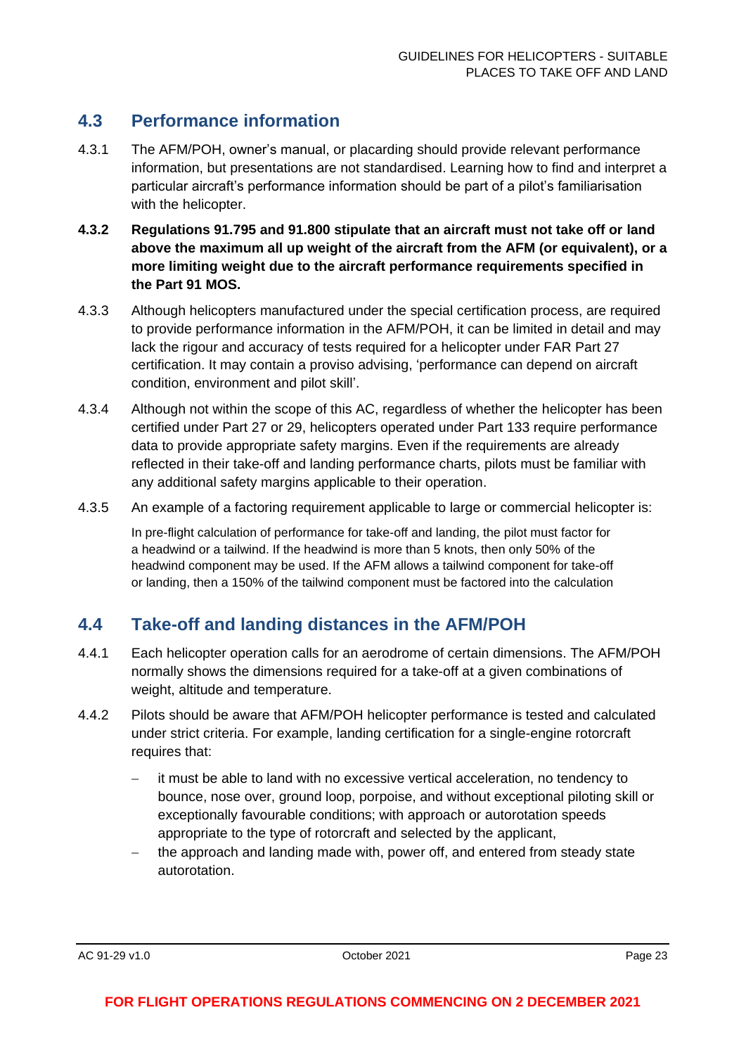## 4.3 Performance information

4.3.1 The AFM/POH, owner's manual, or placarding should provide relevant performance information, but presentations are not standardised. Learning how to find and interpret a particular aircraft's performance information should be part of a pilot's familiarisation with the helicopter.

**4.3.2 Regulations 91.795 and 91.800 stipulate that an aircraft must not take off or land above the maximum all up weight of the aircraft from the AFM (or equivalent), or a more limiting weight due to the aircraft performance requirements specified in the Part 91 MOS.**

4.3.3 Although helicopters manufactured under the special certification process, are required to provide performance information in the AFM/POH, it can be limited in detail and may lack the rigour and accuracy of tests required for a helicopter under FAR Part 27 certification. It may contain a proviso advising, 'performance can depend on aircraft condition, environment and pilot skill'.

4.3.4 Although not within the scope of this AC, regardless of whether the helicopter has been certified under Part 27 or 29, helicopters operated under Part 133 require performance data to provide appropriate safety margins. Even if the requirements are already reflected in their take-off and landing performance charts, pilots must be familiar with any additional safety margins applicable to their operation.

4.3.5 An example of a factoring requirement applicable to large or commercial helicopter is:

> In pre-flight calculation of performance for take-off and landing, the pilot must factor for a headwind or a tailwind. If the headwind is more than 5 knots, then only 50% of the headwind component may be used. If the AFM allows a tailwind component for take-off or landing, then a 150% of the tailwind component must be factored into the calculation

## 4.4 Take-off and landing distances in the AFM/POH

4.4.1 Each helicopter operation calls for an aerodrome of certain dimensions. The AFM/POH normally shows the dimensions required for a take-off at a given combinations of weight, altitude and temperature.

4.4.2 Pilots should be aware that AFM/POH helicopter performance is tested and calculated under strict criteria. For example, landing certification for a single-engine rotorcraft requires that:

- it must be able to land with no excessive vertical acceleration, no tendency to bounce, nose over, ground loop, porpoise, and without exceptional piloting skill or exceptionally favourable conditions; with approach or autorotation speeds appropriate to the type of rotorcraft and selected by the applicant,
- the approach and landing made with, power off, and entered from steady state autorotation.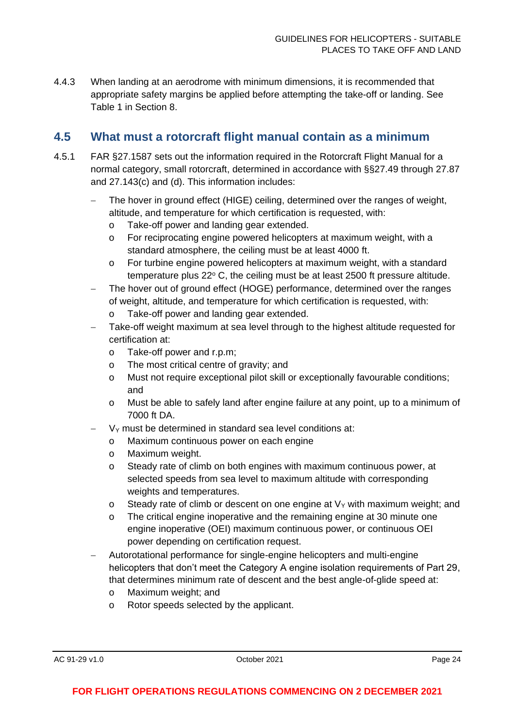4.4.3 When landing at an aerodrome with minimum dimensions, it is recommended that appropriate safety margins be applied before attempting the take-off or landing. See Table 1 in Section 8.

## 4.5 What must a rotorcraft flight manual contain as a minimum

4.5.1 FAR §27.1587 sets out the information required in the Rotorcraft Flight Manual for a normal category, small rotorcraft, determined in accordance with §§27.49 through 27.87 and 27.143(c) and (d). This information includes:

- The hover in ground effect (HIGE) ceiling, determined over the ranges of weight, altitude, and temperature for which certification is requested, with:
  - Take-off power and landing gear extended.
  - For reciprocating engine powered helicopters at maximum weight, with a standard atmosphere, the ceiling must be at least 4000 ft.
  - For turbine engine powered helicopters at maximum weight, with a standard temperature plus 22º C, the ceiling must be at least 2500 ft pressure altitude.
- The hover out of ground effect (HOGE) performance, determined over the ranges of weight, altitude, and temperature for which certification is requested, with:
  - Take-off power and landing gear extended.
- Take-off weight maximum at sea level through to the highest altitude requested for certification at:
  - Take-off power and r.p.m;
  - The most critical centre of gravity; and
  - Must not require exceptional pilot skill or exceptionally favourable conditions; and
  - Must be able to safely land after engine failure at any point, up to a minimum of 7000 ft DA.
- $V_Y$ must be determined in standard sea level conditions at:
  - Maximum continuous power on each engine
  - Maximum weight.
  - Steady rate of climb on both engines with maximum continuous power, at selected speeds from sea level to maximum altitude with corresponding weights and temperatures.
  - Steady rate of climb or descent on one engine at $V_Y$ with maximum weight; and
  - The critical engine inoperative and the remaining engine at 30 minute one engine inoperative (OEI) maximum continuous power, or continuous OEI power depending on certification request.
- Autorotational performance for single-engine helicopters and multi-engine helicopters that don't meet the Category A engine isolation requirements of Part 29, that determines minimum rate of descent and the best angle-of-glide speed at:
  - Maximum weight; and
  - Rotor speeds selected by the applicant.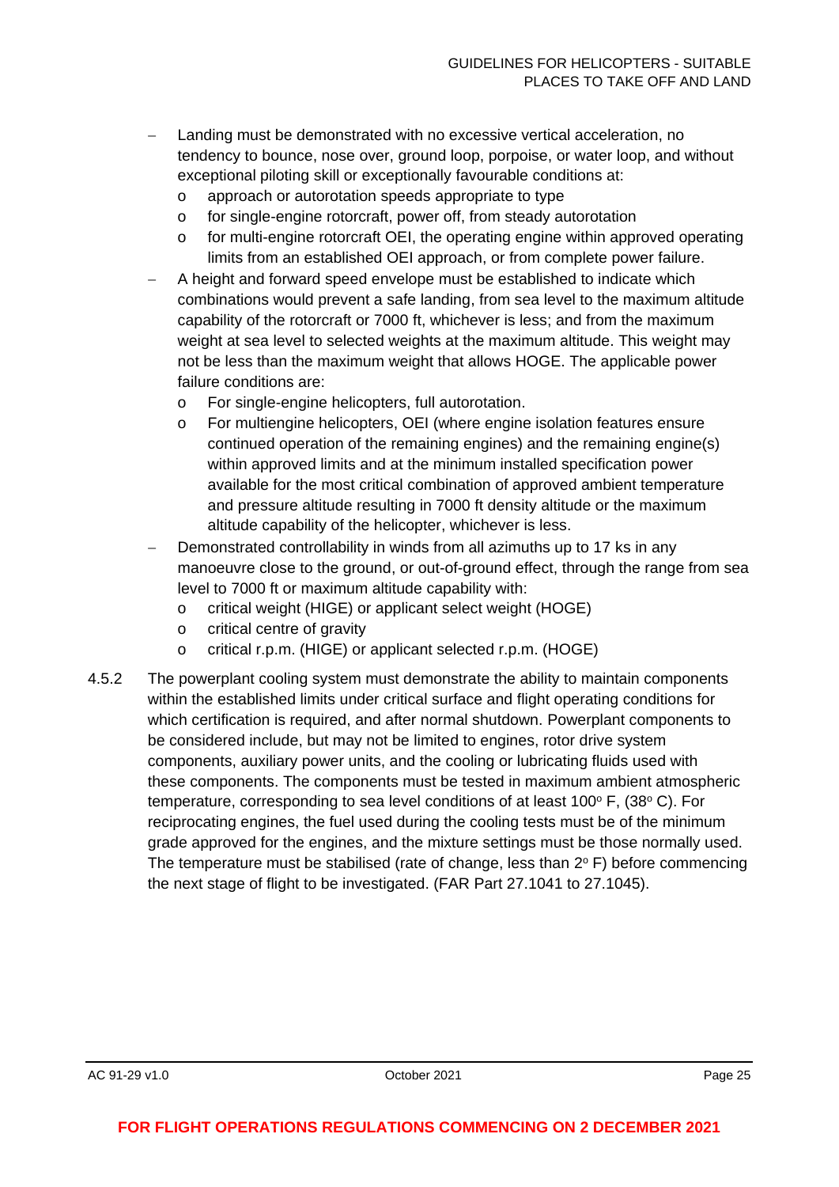- Landing must be demonstrated with no excessive vertical acceleration, no tendency to bounce, nose over, ground loop, porpoise, or water loop, and without exceptional piloting skill or exceptionally favourable conditions at:
  - approach or autorotation speeds appropriate to type
  - for single-engine rotorcraft, power off, from steady autorotation
  - for multi-engine rotorcraft OEI, the operating engine within approved operating limits from an established OEI approach, or from complete power failure.
- A height and forward speed envelope must be established to indicate which combinations would prevent a safe landing, from sea level to the maximum altitude capability of the rotorcraft or 7000 ft, whichever is less; and from the maximum weight at sea level to selected weights at the maximum altitude. This weight may not be less than the maximum weight that allows HOGE. The applicable power failure conditions are:
  - For single-engine helicopters, full autorotation.
  - For multiengine helicopters, OEI (where engine isolation features ensure continued operation of the remaining engines) and the remaining engine(s) within approved limits and at the minimum installed specification power available for the most critical combination of approved ambient temperature and pressure altitude resulting in 7000 ft density altitude or the maximum altitude capability of the helicopter, whichever is less.
- Demonstrated controllability in winds from all azimuths up to 17 ks in any manoeuvre close to the ground, or out-of-ground effect, through the range from sea level to 7000 ft or maximum altitude capability with:
  - critical weight (HIGE) or applicant select weight (HOGE)
  - critical centre of gravity
  - critical r.p.m. (HIGE) or applicant selected r.p.m. (HOGE)

4.5.2 The powerplant cooling system must demonstrate the ability to maintain components within the established limits under critical surface and flight operating conditions for which certification is required, and after normal shutdown. Powerplant components to be considered include, but may not be limited to engines, rotor drive system components, auxiliary power units, and the cooling or lubricating fluids used with these components. The components must be tested in maximum ambient atmospheric temperature, corresponding to sea level conditions of at least 100° F, (38° C). For reciprocating engines, the fuel used during the cooling tests must be of the minimum grade approved for the engines, and the mixture settings must be those normally used. The temperature must be stabilised (rate of change, less than 2° F) before commencing the next stage of flight to be investigated. (FAR Part 27.1041 to 27.1045).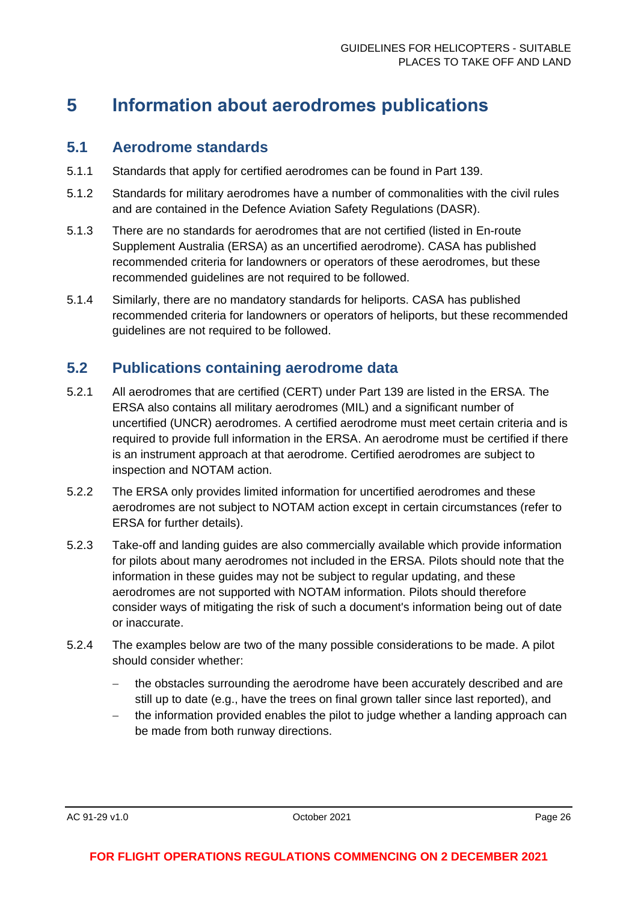# 5 Information about aerodromes publications

## 5.1 Aerodrome standards

5.1.1 Standards that apply for certified aerodromes can be found in Part 139.

5.1.2 Standards for military aerodromes have a number of commonalities with the civil rules and are contained in the Defence Aviation Safety Regulations (DASR).

5.1.3 There are no standards for aerodromes that are not certified (listed in En-route Supplement Australia (ERSA) as an uncertified aerodrome). CASA has published recommended criteria for landowners or operators of these aerodromes, but these recommended guidelines are not required to be followed.

5.1.4 Similarly, there are no mandatory standards for heliports. CASA has published recommended criteria for landowners or operators of heliports, but these recommended guidelines are not required to be followed.

## 5.2 Publications containing aerodrome data

5.2.1 All aerodromes that are certified (CERT) under Part 139 are listed in the ERSA. The ERSA also contains all military aerodromes (MIL) and a significant number of uncertified (UNCR) aerodromes. A certified aerodrome must meet certain criteria and is required to provide full information in the ERSA. An aerodrome must be certified if there is an instrument approach at that aerodrome. Certified aerodromes are subject to inspection and NOTAM action.

5.2.2 The ERSA only provides limited information for uncertified aerodromes and these aerodromes are not subject to NOTAM action except in certain circumstances (refer to ERSA for further details).

5.2.3 Take-off and landing guides are also commercially available which provide information for pilots about many aerodromes not included in the ERSA. Pilots should note that the information in these guides may not be subject to regular updating, and these aerodromes are not supported with NOTAM information. Pilots should therefore consider ways of mitigating the risk of such a document's information being out of date or inaccurate.

5.2.4 The examples below are two of the many possible considerations to be made. A pilot should consider whether:

- the obstacles surrounding the aerodrome have been accurately described and are still up to date (e.g., have the trees on final grown taller since last reported), and
- the information provided enables the pilot to judge whether a landing approach can be made from both runway directions.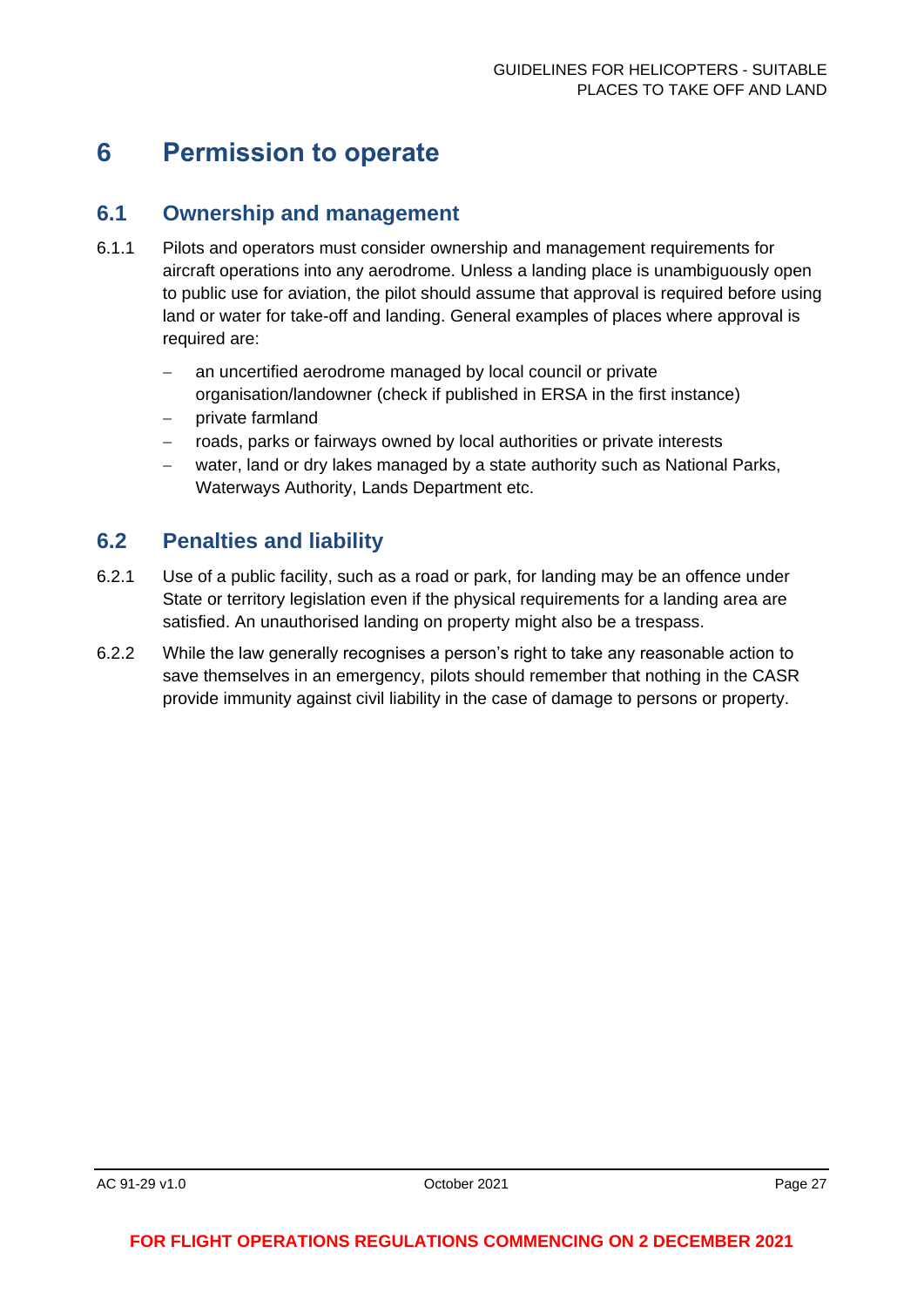# 6 Permission to operate

## 6.1 Ownership and management

6.1.1 Pilots and operators must consider ownership and management requirements for aircraft operations into any aerodrome. Unless a landing place is unambiguously open to public use for aviation, the pilot should assume that approval is required before using land or water for take-off and landing. General examples of places where approval is required are:

- an uncertified aerodrome managed by local council or private organisation/landowner (check if published in ERSA in the first instance)
- private farmland
- roads, parks or fairways owned by local authorities or private interests
- water, land or dry lakes managed by a state authority such as National Parks, Waterways Authority, Lands Department etc.

## 6.2 Penalties and liability

6.2.1 Use of a public facility, such as a road or park, for landing may be an offence under State or territory legislation even if the physical requirements for a landing area are satisfied. An unauthorised landing on property might also be a trespass.

6.2.2 While the law generally recognises a person's right to take any reasonable action to save themselves in an emergency, pilots should remember that nothing in the CASR provide immunity against civil liability in the case of damage to persons or property.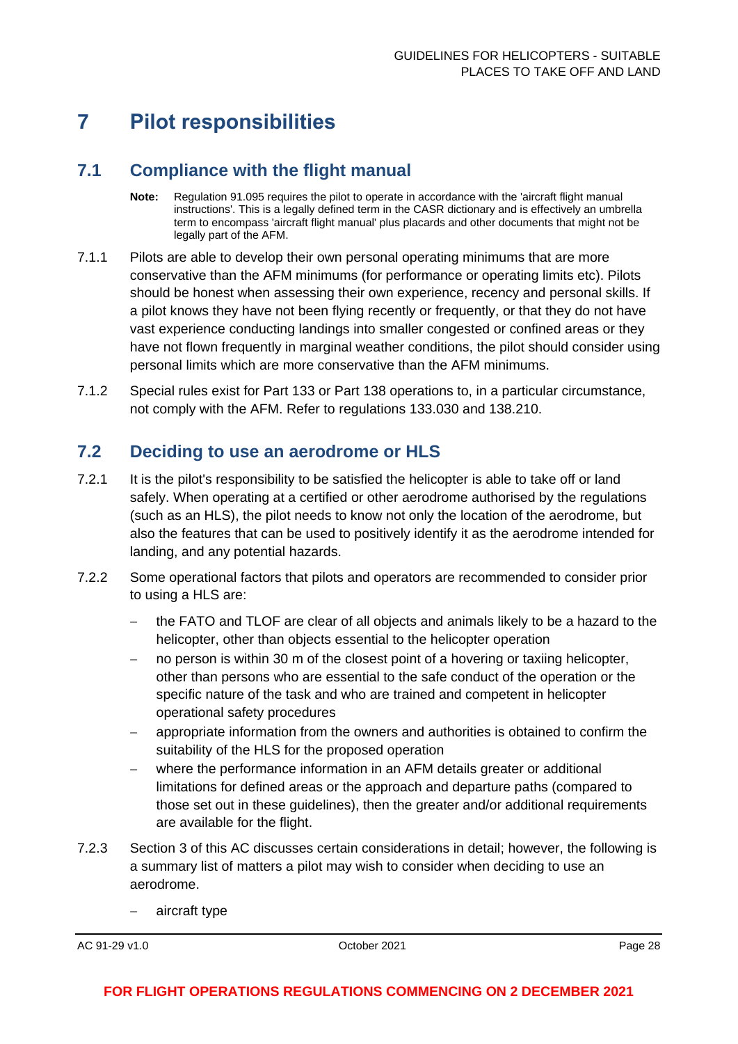# 7 Pilot responsibilities

## 7.1 Compliance with the flight manual

**Note:** Regulation 91.095 requires the pilot to operate in accordance with the 'aircraft flight manual instructions'. This is a legally defined term in the CASR dictionary and is effectively an umbrella term to encompass 'aircraft flight manual' plus placards and other documents that might not be legally part of the AFM.

7.1.1 Pilots are able to develop their own personal operating minimums that are more conservative than the AFM minimums (for performance or operating limits etc). Pilots should be honest when assessing their own experience, recency and personal skills. If a pilot knows they have not been flying recently or frequently, or that they do not have vast experience conducting landings into smaller congested or confined areas or they have not flown frequently in marginal weather conditions, the pilot should consider using personal limits which are more conservative than the AFM minimums.

7.1.2 Special rules exist for Part 133 or Part 138 operations to, in a particular circumstance, not comply with the AFM. Refer to regulations 133.030 and 138.210.

## 7.2 Deciding to use an aerodrome or HLS

7.2.1 It is the pilot's responsibility to be satisfied the helicopter is able to take off or land safely. When operating at a certified or other aerodrome authorised by the regulations (such as an HLS), the pilot needs to know not only the location of the aerodrome, but also the features that can be used to positively identify it as the aerodrome intended for landing, and any potential hazards.

7.2.2 Some operational factors that pilots and operators are recommended to consider prior to using a HLS are:

- the FATO and TLOF are clear of all objects and animals likely to be a hazard to the helicopter, other than objects essential to the helicopter operation
- no person is within 30 m of the closest point of a hovering or taxiing helicopter, other than persons who are essential to the safe conduct of the operation or the specific nature of the task and who are trained and competent in helicopter operational safety procedures
- appropriate information from the owners and authorities is obtained to confirm the suitability of the HLS for the proposed operation
- where the performance information in an AFM details greater or additional limitations for defined areas or the approach and departure paths (compared to those set out in these guidelines), then the greater and/or additional requirements are available for the flight.

7.2.3 Section 3 of this AC discusses certain considerations in detail; however, the following is a summary list of matters a pilot may wish to consider when deciding to use an aerodrome.

- aircraft type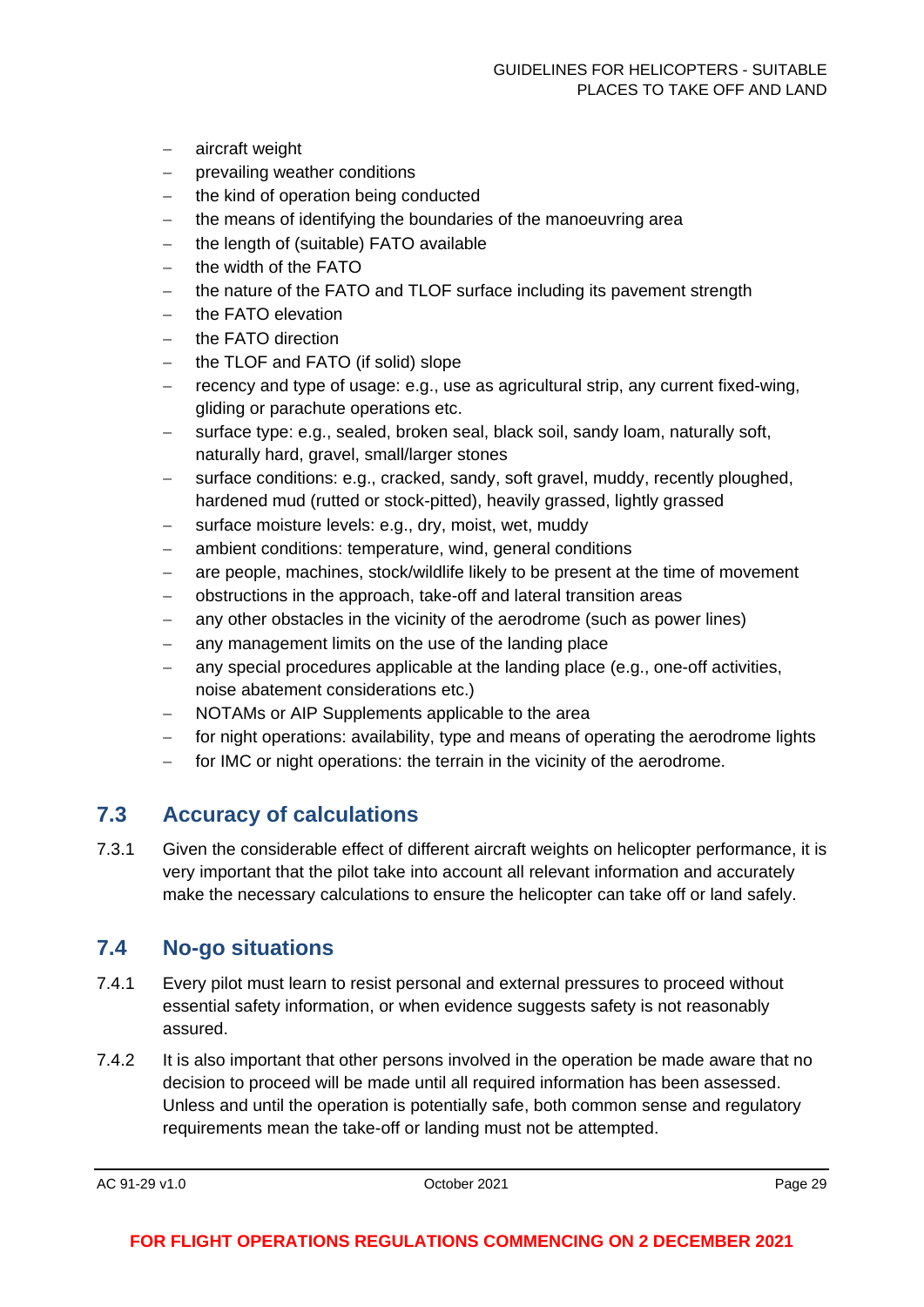- aircraft weight
- prevailing weather conditions
- the kind of operation being conducted
- the means of identifying the boundaries of the manoeuvring area
- the length of (suitable) FATO available
- the width of the FATO
- the nature of the FATO and TLOF surface including its pavement strength
- the FATO elevation
- the FATO direction
- the TLOF and FATO (if solid) slope
- recency and type of usage: e.g., use as agricultural strip, any current fixed-wing, gliding or parachute operations etc.
- surface type: e.g., sealed, broken seal, black soil, sandy loam, naturally soft, naturally hard, gravel, small/larger stones
- surface conditions: e.g., cracked, sandy, soft gravel, muddy, recently ploughed, hardened mud (rutted or stock-pitted), heavily grassed, lightly grassed
- surface moisture levels: e.g., dry, moist, wet, muddy
- ambient conditions: temperature, wind, general conditions
- are people, machines, stock/wildlife likely to be present at the time of movement
- obstructions in the approach, take-off and lateral transition areas
- any other obstacles in the vicinity of the aerodrome (such as power lines)
- any management limits on the use of the landing place
- any special procedures applicable at the landing place (e.g., one-off activities, noise abatement considerations etc.)
- NOTAMs or AIP Supplements applicable to the area
- for night operations: availability, type and means of operating the aerodrome lights
- for IMC or night operations: the terrain in the vicinity of the aerodrome.

## 7.3 Accuracy of calculations

7.3.1 Given the considerable effect of different aircraft weights on helicopter performance, it is very important that the pilot take into account all relevant information and accurately make the necessary calculations to ensure the helicopter can take off or land safely.

## 7.4 No-go situations

7.4.1 Every pilot must learn to resist personal and external pressures to proceed without essential safety information, or when evidence suggests safety is not reasonably assured.

7.4.2 It is also important that other persons involved in the operation be made aware that no decision to proceed will be made until all required information has been assessed. Unless and until the operation is potentially safe, both common sense and regulatory requirements mean the take-off or landing must not be attempted.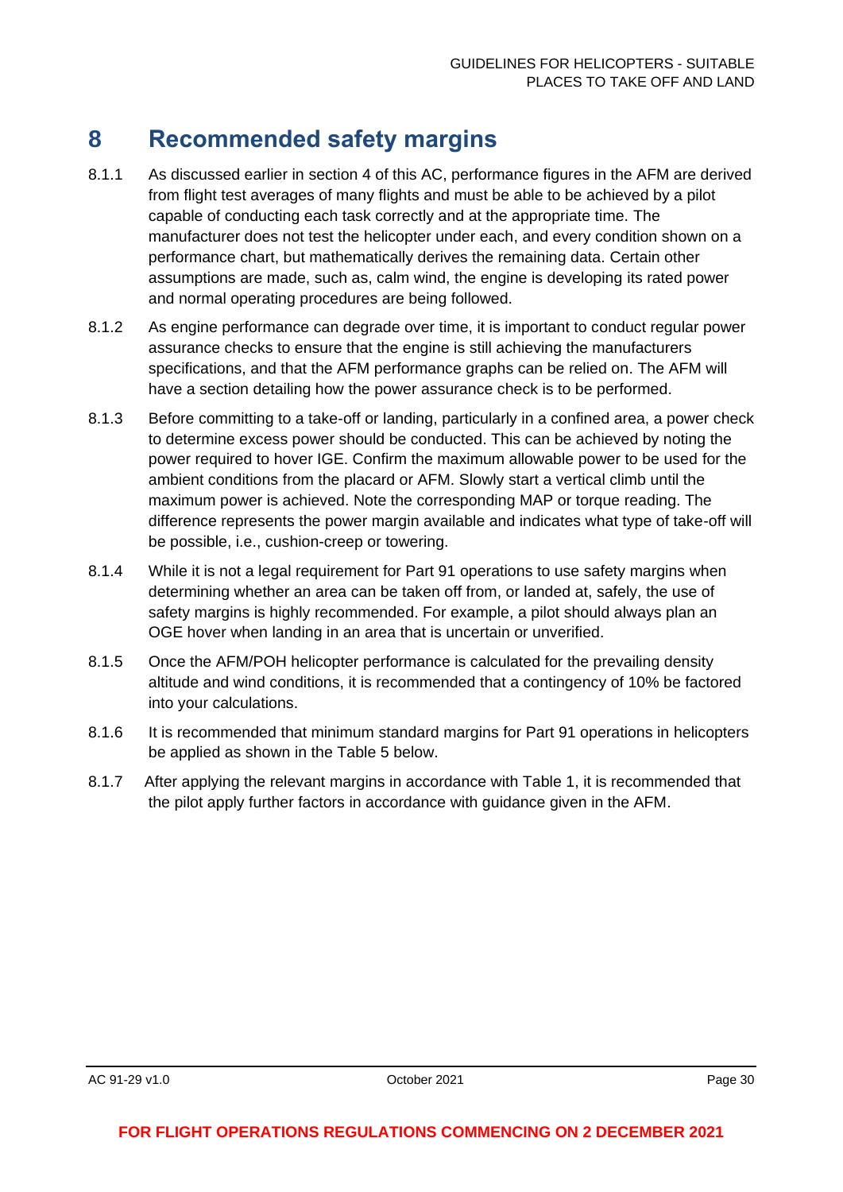# 8 Recommended safety margins

8.1.1 As discussed earlier in section 4 of this AC, performance figures in the AFM are derived from flight test averages of many flights and must be able to be achieved by a pilot capable of conducting each task correctly and at the appropriate time. The manufacturer does not test the helicopter under each, and every condition shown on a performance chart, but mathematically derives the remaining data. Certain other assumptions are made, such as, calm wind, the engine is developing its rated power and normal operating procedures are being followed.

8.1.2 As engine performance can degrade over time, it is important to conduct regular power assurance checks to ensure that the engine is still achieving the manufacturers specifications, and that the AFM performance graphs can be relied on. The AFM will have a section detailing how the power assurance check is to be performed.

8.1.3 Before committing to a take-off or landing, particularly in a confined area, a power check to determine excess power should be conducted. This can be achieved by noting the power required to hover IGE. Confirm the maximum allowable power to be used for the ambient conditions from the placard or AFM. Slowly start a vertical climb until the maximum power is achieved. Note the corresponding MAP or torque reading. The difference represents the power margin available and indicates what type of take-off will be possible, i.e., cushion-creep or towering.

8.1.4 While it is not a legal requirement for Part 91 operations to use safety margins when determining whether an area can be taken off from, or landed at, safely, the use of safety margins is highly recommended. For example, a pilot should always plan an OGE hover when landing in an area that is uncertain or unverified.

8.1.5 Once the AFM/POH helicopter performance is calculated for the prevailing density altitude and wind conditions, it is recommended that a contingency of 10% be factored into your calculations.

8.1.6 It is recommended that minimum standard margins for Part 91 operations in helicopters be applied as shown in the Table 5 below.

8.1.7 After applying the relevant margins in accordance with Table 1, it is recommended that the pilot apply further factors in accordance with guidance given in the AFM.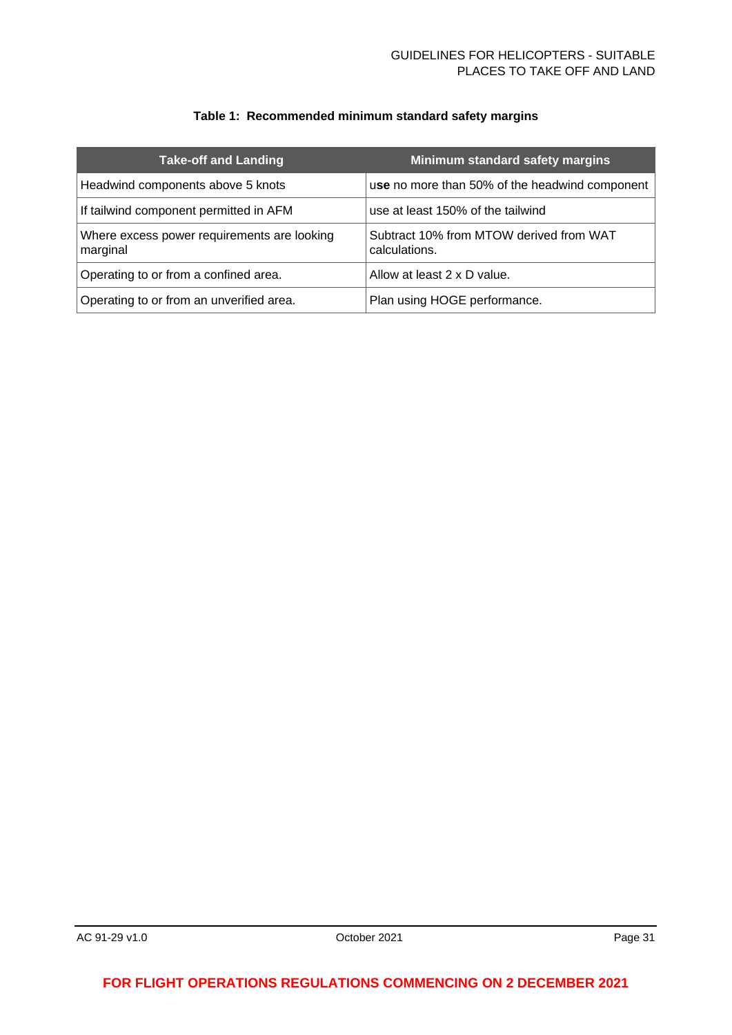**Table 1: Recommended minimum standard safety margins**

| Take-off and Landing | Minimum standard safety margins |
|---|---|
| Headwind components above 5 knots | use no more than 50% of the headwind component |
| If tailwind component permitted in AFM | use at least 150% of the tailwind |
| Where excess power requirements are looking marginal | Subtract 10% from MTOW derived from WAT calculations. |
| Operating to or from a confined area. | Allow at least 2 x D value. |
| Operating to or from an unverified area. | Plan using HOGE performance. |

**FOR FLIGHT OPERATIONS REGULATIONS COMMENCING ON 2 DECEMBER 2021**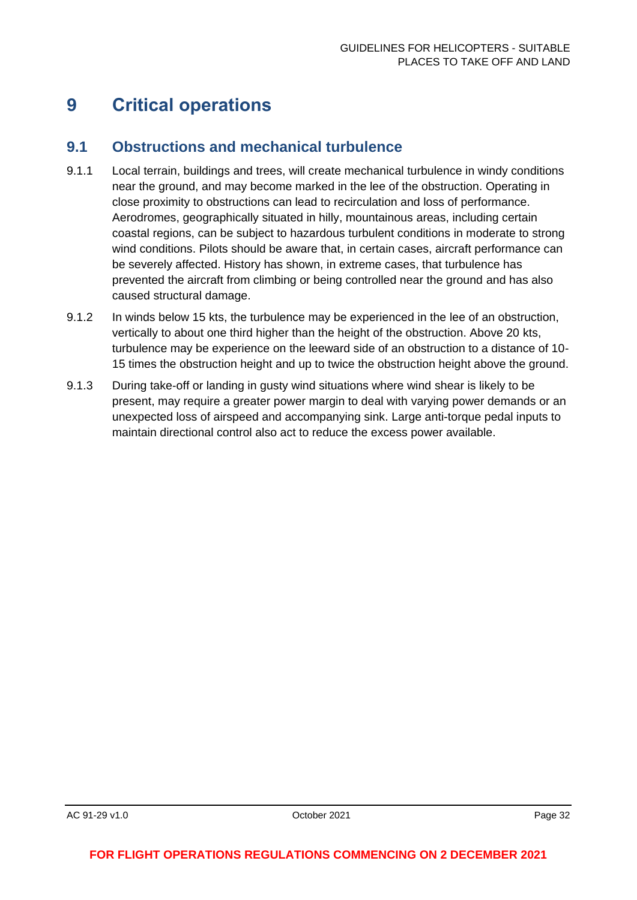# 9 Critical operations

## 9.1 Obstructions and mechanical turbulence

9.1.1 Local terrain, buildings and trees, will create mechanical turbulence in windy conditions near the ground, and may become marked in the lee of the obstruction. Operating in close proximity to obstructions can lead to recirculation and loss of performance. Aerodromes, geographically situated in hilly, mountainous areas, including certain coastal regions, can be subject to hazardous turbulent conditions in moderate to strong wind conditions. Pilots should be aware that, in certain cases, aircraft performance can be severely affected. History has shown, in extreme cases, that turbulence has prevented the aircraft from climbing or being controlled near the ground and has also caused structural damage.

9.1.2 In winds below 15 kts, the turbulence may be experienced in the lee of an obstruction, vertically to about one third higher than the height of the obstruction. Above 20 kts, turbulence may be experience on the leeward side of an obstruction to a distance of 10-15 times the obstruction height and up to twice the obstruction height above the ground.

9.1.3 During take-off or landing in gusty wind situations where wind shear is likely to be present, may require a greater power margin to deal with varying power demands or an unexpected loss of airspeed and accompanying sink. Large anti-torque pedal inputs to maintain directional control also act to reduce the excess power available.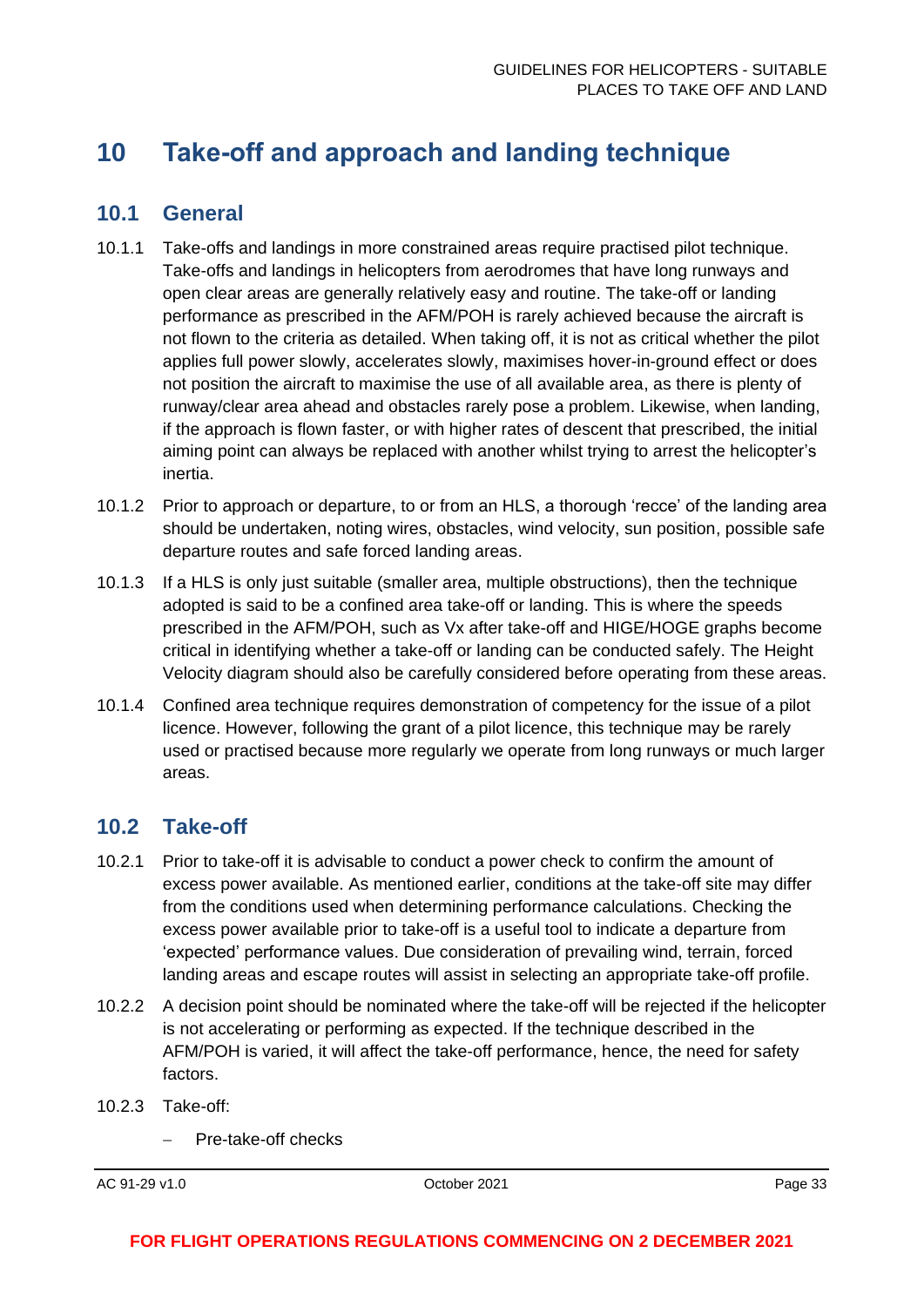# 10 Take-off and approach and landing technique

## 10.1 General

10.1.1 Take-offs and landings in more constrained areas require practised pilot technique. Take-offs and landings in helicopters from aerodromes that have long runways and open clear areas are generally relatively easy and routine. The take-off or landing performance as prescribed in the AFM/POH is rarely achieved because the aircraft is not flown to the criteria as detailed. When taking off, it is not as critical whether the pilot applies full power slowly, accelerates slowly, maximises hover-in-ground effect or does not position the aircraft to maximise the use of all available area, as there is plenty of runway/clear area ahead and obstacles rarely pose a problem. Likewise, when landing, if the approach is flown faster, or with higher rates of descent that prescribed, the initial aiming point can always be replaced with another whilst trying to arrest the helicopter's inertia.

10.1.2 Prior to approach or departure, to or from an HLS, a thorough 'recce' of the landing area should be undertaken, noting wires, obstacles, wind velocity, sun position, possible safe departure routes and safe forced landing areas.

10.1.3 If a HLS is only just suitable (smaller area, multiple obstructions), then the technique adopted is said to be a confined area take-off or landing. This is where the speeds prescribed in the AFM/POH, such as Vx after take-off and HIGE/HOGE graphs become critical in identifying whether a take-off or landing can be conducted safely. The Height Velocity diagram should also be carefully considered before operating from these areas.

10.1.4 Confined area technique requires demonstration of competency for the issue of a pilot licence. However, following the grant of a pilot licence, this technique may be rarely used or practised because more regularly we operate from long runways or much larger areas.

## 10.2 Take-off

10.2.1 Prior to take-off it is advisable to conduct a power check to confirm the amount of excess power available. As mentioned earlier, conditions at the take-off site may differ from the conditions used when determining performance calculations. Checking the excess power available prior to take-off is a useful tool to indicate a departure from 'expected' performance values. Due consideration of prevailing wind, terrain, forced landing areas and escape routes will assist in selecting an appropriate take-off profile.

10.2.2 A decision point should be nominated where the take-off will be rejected if the helicopter is not accelerating or performing as expected. If the technique described in the AFM/POH is varied, it will affect the take-off performance, hence, the need for safety factors.

10.2.3 Take-off:

- Pre-take-off checks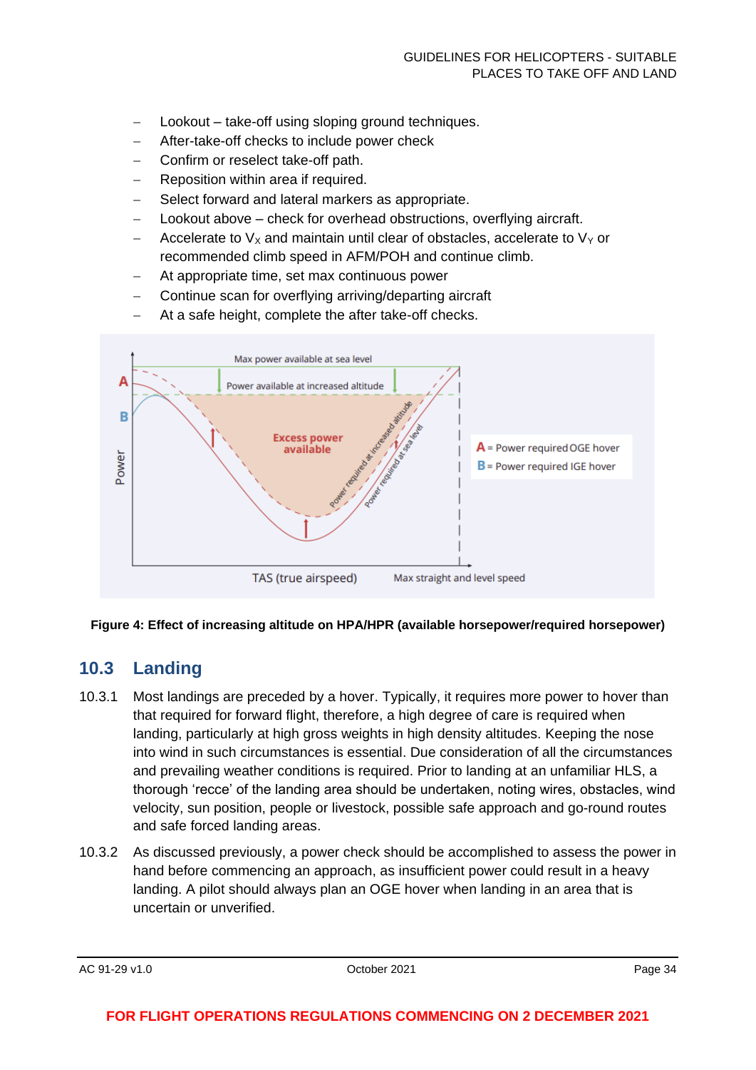- Lookout – take-off using sloping ground techniques.
- After-take-off checks to include power check
- Confirm or reselect take-off path.
- Reposition within area if required.
- Select forward and lateral markers as appropriate.
- Lookout above – check for overhead obstructions, overflying aircraft.
- Accelerate to $V_X$ and maintain until clear of obstacles, accelerate to $V_Y$ or recommended climb speed in AFM/POH and continue climb.
- At appropriate time, set max continuous power
- Continue scan for overflying arriving/departing aircraft
- At a safe height, complete the after take-off checks.

**Figure 4: Effect of increasing altitude on HPA/HPR (available horsepower/required horsepower)**

## 10.3 Landing

10.3.1 Most landings are preceded by a hover. Typically, it requires more power to hover than that required for forward flight, therefore, a high degree of care is required when landing, particularly at high gross weights in high density altitudes. Keeping the nose into wind in such circumstances is essential. Due consideration of all the circumstances and prevailing weather conditions is required. Prior to landing at an unfamiliar HLS, a thorough 'recce' of the landing area should be undertaken, noting wires, obstacles, wind velocity, sun position, people or livestock, possible safe approach and go-round routes and safe forced landing areas.

10.3.2 As discussed previously, a power check should be accomplished to assess the power in hand before commencing an approach, as insufficient power could result in a heavy landing. A pilot should always plan an OGE hover when landing in an area that is uncertain or unverified.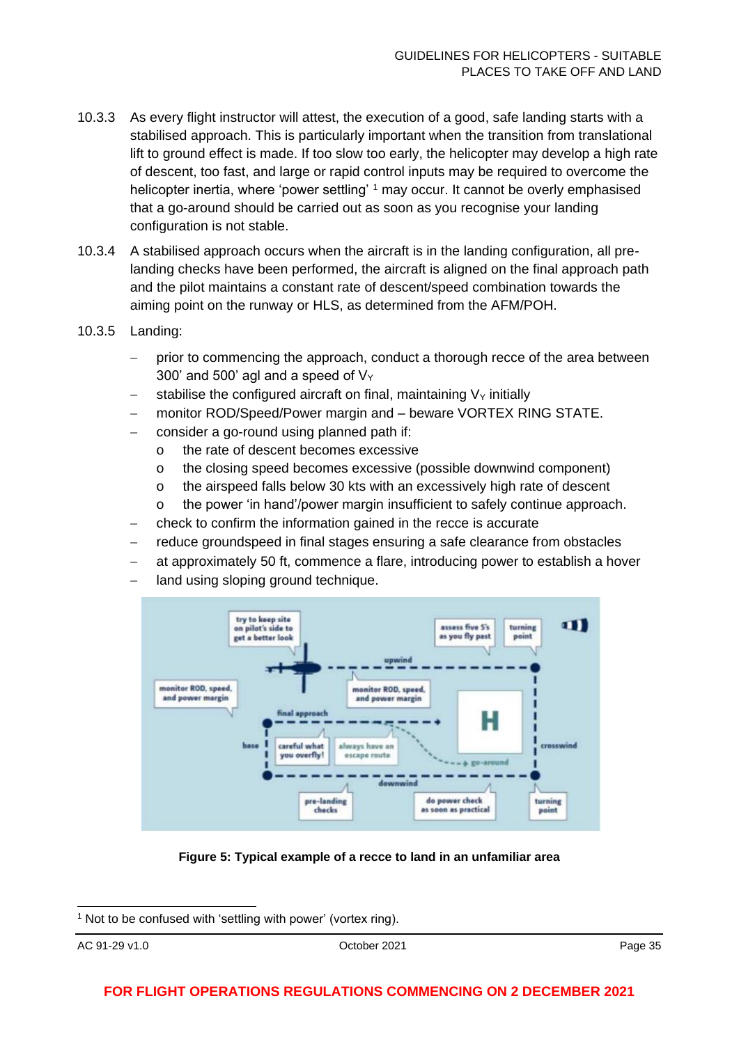10.3.3 As every flight instructor will attest, the execution of a good, safe landing starts with a stabilised approach. This is particularly important when the transition from translational lift to ground effect is made. If too slow too early, the helicopter may develop a high rate of descent, too fast, and large or rapid control inputs may be required to overcome the helicopter inertia, where 'power settling' [1] may occur. It cannot be overly emphasised that a go-around should be carried out as soon as you recognise your landing configuration is not stable.

10.3.4 A stabilised approach occurs when the aircraft is in the landing configuration, all pre-landing checks have been performed, the aircraft is aligned on the final approach path and the pilot maintains a constant rate of descent/speed combination towards the aiming point on the runway or HLS, as determined from the AFM/POH.

10.3.5 Landing:

- prior to commencing the approach, conduct a thorough recce of the area between 300' and 500' agl and a speed of $V_Y$
- stabilise the configured aircraft on final, maintaining $V_Y$ initially
- monitor ROD/Speed/Power margin and – beware VORTEX RING STATE.
- consider a go-round using planned path if:
  - the rate of descent becomes excessive
  - the closing speed becomes excessive (possible downwind component)
  - the airspeed falls below 30 kts with an excessively high rate of descent
  - the power 'in hand'/power margin insufficient to safely continue approach.
- check to confirm the information gained in the recce is accurate
- reduce groundspeed in final stages ensuring a safe clearance from obstacles
- at approximately 50 ft, commence a flare, introducing power to establish a hover
- land using sloping ground technique.

**Figure 5: Typical example of a recce to land in an unfamiliar area**

[1] Not to be confused with 'settling with power' (vortex ring).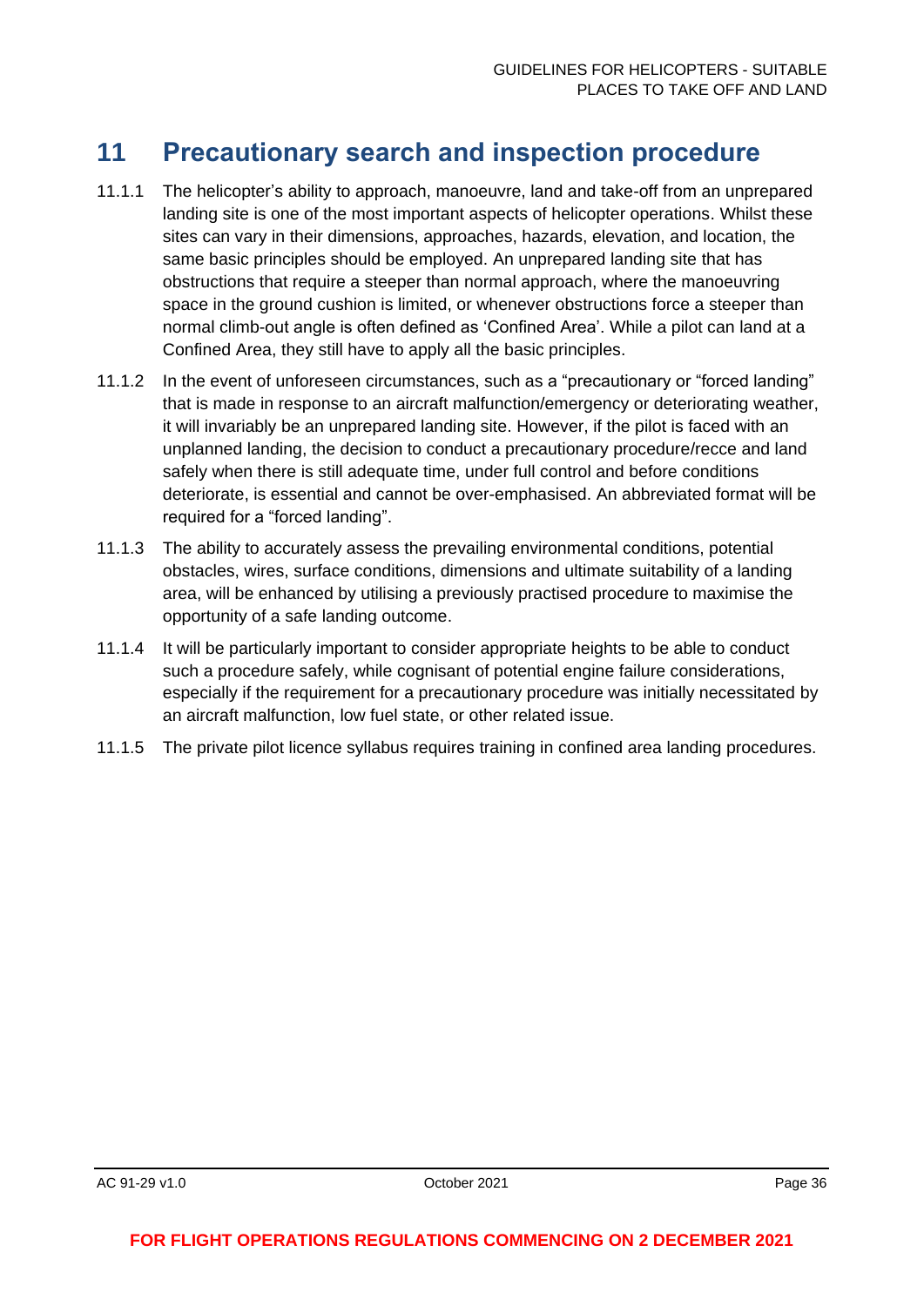# 11 Precautionary search and inspection procedure

11.1.1 The helicopter's ability to approach, manoeuvre, land and take-off from an unprepared landing site is one of the most important aspects of helicopter operations. Whilst these sites can vary in their dimensions, approaches, hazards, elevation, and location, the same basic principles should be employed. An unprepared landing site that has obstructions that require a steeper than normal approach, where the manoeuvring space in the ground cushion is limited, or whenever obstructions force a steeper than normal climb-out angle is often defined as 'Confined Area'. While a pilot can land at a Confined Area, they still have to apply all the basic principles.

11.1.2 In the event of unforeseen circumstances, such as a "precautionary or "forced landing" that is made in response to an aircraft malfunction/emergency or deteriorating weather, it will invariably be an unprepared landing site. However, if the pilot is faced with an unplanned landing, the decision to conduct a precautionary procedure/recce and land safely when there is still adequate time, under full control and before conditions deteriorate, is essential and cannot be over-emphasised. An abbreviated format will be required for a "forced landing".

11.1.3 The ability to accurately assess the prevailing environmental conditions, potential obstacles, wires, surface conditions, dimensions and ultimate suitability of a landing area, will be enhanced by utilising a previously practised procedure to maximise the opportunity of a safe landing outcome.

11.1.4 It will be particularly important to consider appropriate heights to be able to conduct such a procedure safely, while cognisant of potential engine failure considerations, especially if the requirement for a precautionary procedure was initially necessitated by an aircraft malfunction, low fuel state, or other related issue.

11.1.5 The private pilot licence syllabus requires training in confined area landing procedures.